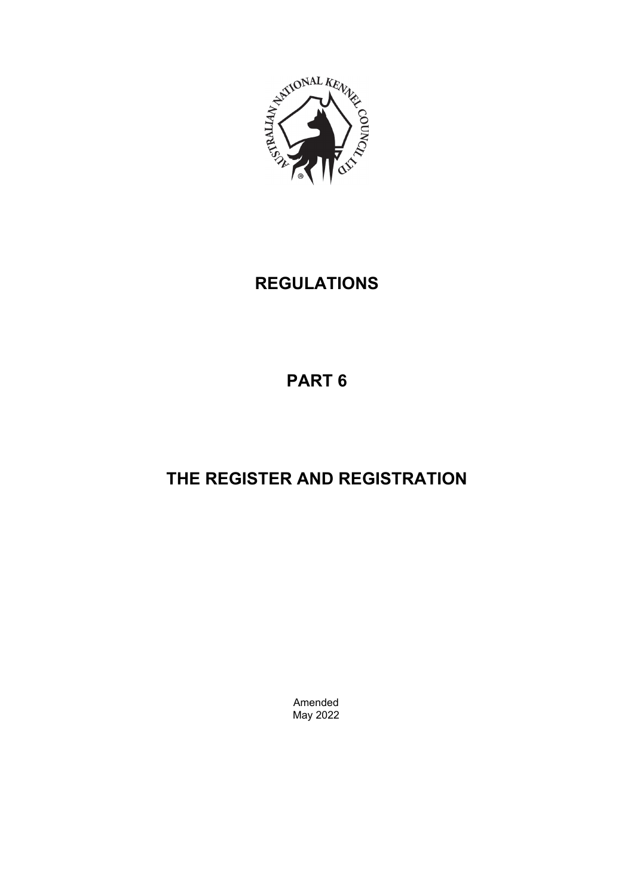# REGULATIONS

# PART 6

# THE REGISTER AND REGISTRATION

Amended
May 2022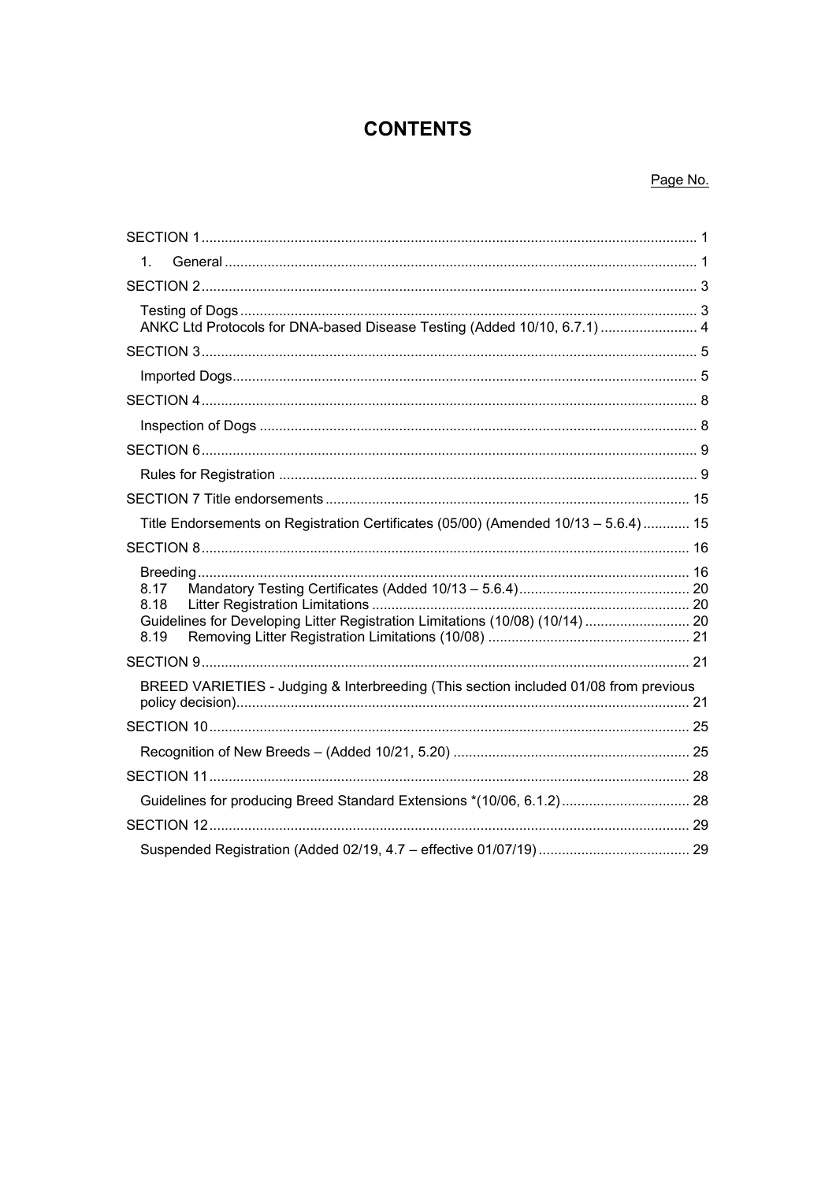# CONTENTS

Page No.

SECTION 1 .... 1

1. General .... 1

SECTION 2 .... 3

Testing of Dogs .... 3

ANKC Ltd Protocols for DNA-based Disease Testing (Added 10/10, 6.7.1) .... 4

SECTION 3 .... 5

Imported Dogs .... 5

SECTION 4 .... 8

Inspection of Dogs .... 8

SECTION 6 .... 9

Rules for Registration .... 9

SECTION 7 Title endorsements .... 15

Title Endorsements on Registration Certificates (05/00) (Amended 10/13 – 5.6.4) .... 15

SECTION 8 .... 16

Breeding .... 16

8.17 Mandatory Testing Certificates (Added 10/13 – 5.6.4) .... 20

8.18 Litter Registration Limitations .... 20

Guidelines for Developing Litter Registration Limitations (10/08) (10/14) .... 20

8.19 Removing Litter Registration Limitations (10/08) .... 21

SECTION 9 .... 21

BREED VARIETIES - Judging & Interbreeding (This section included 01/08 from previous policy decision) .... 21

SECTION 10 .... 25

Recognition of New Breeds – (Added 10/21, 5.20) .... 25

SECTION 11 .... 28

Guidelines for producing Breed Standard Extensions *(10/06, 6.1.2) .... 28

SECTION 12 .... 29

Suspended Registration (Added 02/19, 4.7 – effective 01/07/19) .... 29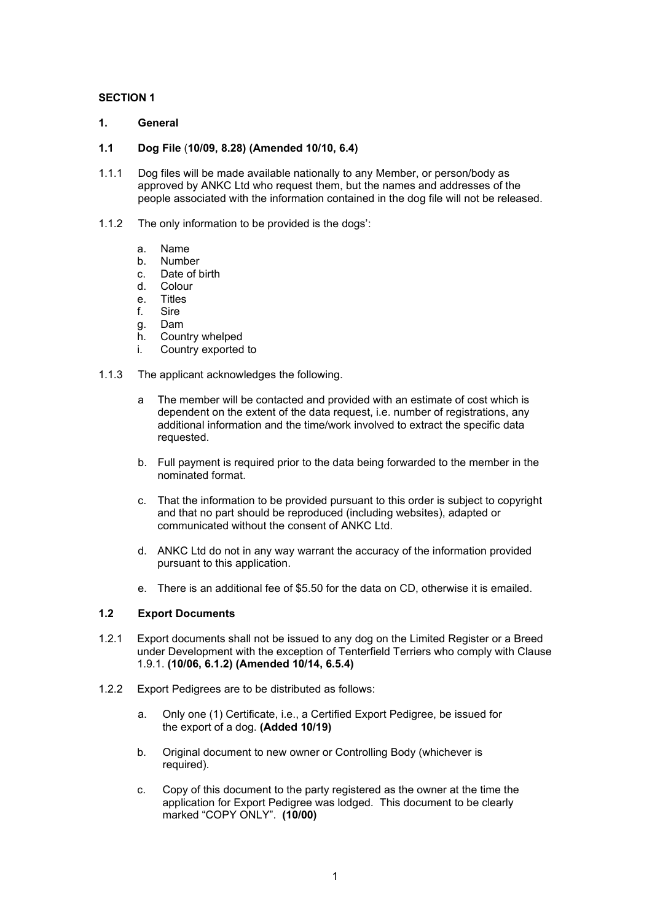**SECTION 1**

**1. General**

**1.1 Dog File (10/09, 8.28) (Amended 10/10, 6.4)**

1.1.1 Dog files will be made available nationally to any Member, or person/body as approved by ANKC Ltd who request them, but the names and addresses of the people associated with the information contained in the dog file will not be released.

1.1.2 The only information to be provided is the dogs':

a. Name
b. Number
c. Date of birth
d. Colour
e. Titles
f. Sire
g. Dam
h. Country whelped
i. Country exported to

1.1.3 The applicant acknowledges the following.

a The member will be contacted and provided with an estimate of cost which is dependent on the extent of the data request, i.e. number of registrations, any additional information and the time/work involved to extract the specific data requested.

b. Full payment is required prior to the data being forwarded to the member in the nominated format.

c. That the information to be provided pursuant to this order is subject to copyright and that no part should be reproduced (including websites), adapted or communicated without the consent of ANKC Ltd.

d. ANKC Ltd do not in any way warrant the accuracy of the information provided pursuant to this application.

e. There is an additional fee of $5.50 for the data on CD, otherwise it is emailed.

**1.2 Export Documents**

1.2.1 Export documents shall not be issued to any dog on the Limited Register or a Breed under Development with the exception of Tenterfield Terriers who comply with Clause 1.9.1. **(10/06, 6.1.2) (Amended 10/14, 6.5.4)**

1.2.2 Export Pedigrees are to be distributed as follows:

a. Only one (1) Certificate, i.e., a Certified Export Pedigree, be issued for the export of a dog. **(Added 10/19)**

b. Original document to new owner or Controlling Body (whichever is required).

c. Copy of this document to the party registered as the owner at the time the application for Export Pedigree was lodged. This document to be clearly marked "COPY ONLY". **(10/00)**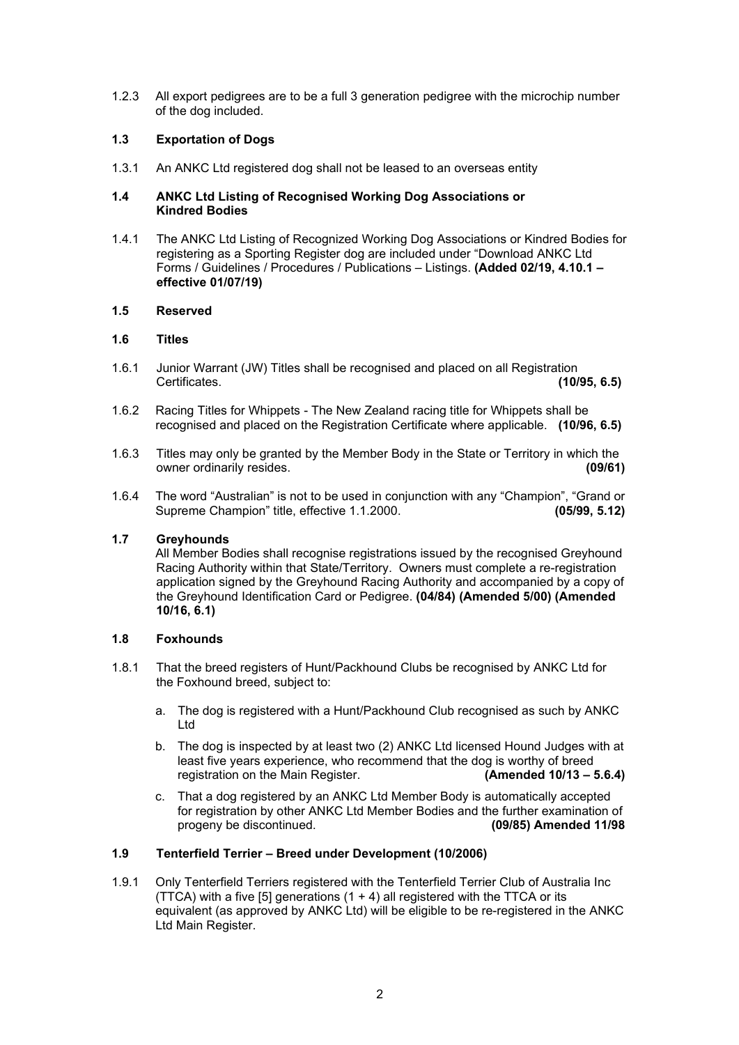1.2.3 All export pedigrees are to be a full 3 generation pedigree with the microchip number of the dog included.

### 1.3 Exportation of Dogs

1.3.1 An ANKC Ltd registered dog shall not be leased to an overseas entity

### 1.4 ANKC Ltd Listing of Recognised Working Dog Associations or Kindred Bodies

1.4.1 The ANKC Ltd Listing of Recognized Working Dog Associations or Kindred Bodies for registering as a Sporting Register dog are included under "Download ANKC Ltd Forms / Guidelines / Procedures / Publications – Listings. **(Added 02/19, 4.10.1 – effective 01/07/19)**

### 1.5 Reserved

### 1.6 Titles

1.6.1 Junior Warrant (JW) Titles shall be recognised and placed on all Registration Certificates. **(10/95, 6.5)**

1.6.2 Racing Titles for Whippets - The New Zealand racing title for Whippets shall be recognised and placed on the Registration Certificate where applicable. **(10/96, 6.5)**

1.6.3 Titles may only be granted by the Member Body in the State or Territory in which the owner ordinarily resides. **(09/61)**

1.6.4 The word "Australian" is not to be used in conjunction with any "Champion", "Grand or Supreme Champion" title, effective 1.1.2000. **(05/99, 5.12)**

### 1.7 Greyhounds

All Member Bodies shall recognise registrations issued by the recognised Greyhound Racing Authority within that State/Territory. Owners must complete a re-registration application signed by the Greyhound Racing Authority and accompanied by a copy of the Greyhound Identification Card or Pedigree. **(04/84) (Amended 5/00) (Amended 10/16, 6.1)**

### 1.8 Foxhounds

1.8.1 That the breed registers of Hunt/Packhound Clubs be recognised by ANKC Ltd for the Foxhound breed, subject to:

a. The dog is registered with a Hunt/Packhound Club recognised as such by ANKC Ltd

b. The dog is inspected by at least two (2) ANKC Ltd licensed Hound Judges with at least five years experience, who recommend that the dog is worthy of breed registration on the Main Register. **(Amended 10/13 – 5.6.4)**

c. That a dog registered by an ANKC Ltd Member Body is automatically accepted for registration by other ANKC Ltd Member Bodies and the further examination of progeny be discontinued. **(09/85) Amended 11/98**

### 1.9 Tenterfield Terrier – Breed under Development (10/2006)

1.9.1 Only Tenterfield Terriers registered with the Tenterfield Terrier Club of Australia Inc (TTCA) with a five [5] generations (1 + 4) all registered with the TTCA or its equivalent (as approved by ANKC Ltd) will be eligible to be re-registered in the ANKC Ltd Main Register.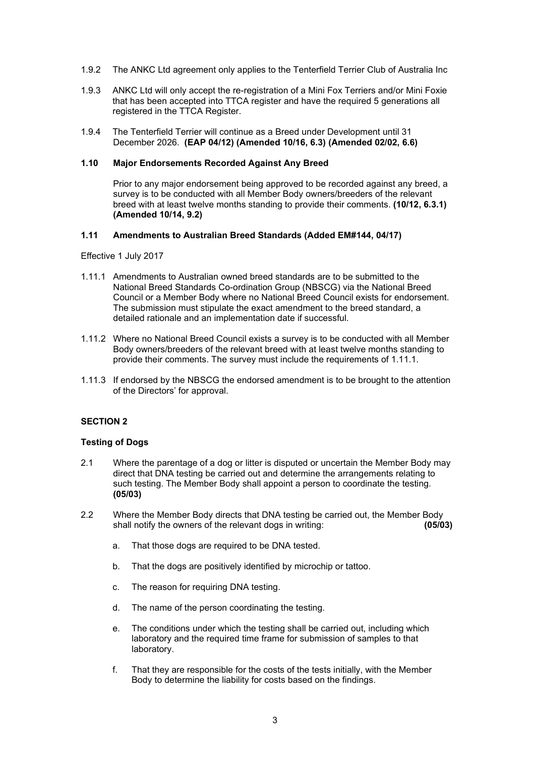1.9.2 The ANKC Ltd agreement only applies to the Tenterfield Terrier Club of Australia Inc

1.9.3 ANKC Ltd will only accept the re-registration of a Mini Fox Terriers and/or Mini Foxie that has been accepted into TTCA register and have the required 5 generations all registered in the TTCA Register.

1.9.4 The Tenterfield Terrier will continue as a Breed under Development until 31 December 2026. **(EAP 04/12) (Amended 10/16, 6.3) (Amended 02/02, 6.6)**

### 1.10 Major Endorsements Recorded Against Any Breed

Prior to any major endorsement being approved to be recorded against any breed, a survey is to be conducted with all Member Body owners/breeders of the relevant breed with at least twelve months standing to provide their comments. **(10/12, 6.3.1) (Amended 10/14, 9.2)**

### 1.11 Amendments to Australian Breed Standards (Added EM#144, 04/17)

Effective 1 July 2017

1.11.1 Amendments to Australian owned breed standards are to be submitted to the National Breed Standards Co-ordination Group (NBSCG) via the National Breed Council or a Member Body where no National Breed Council exists for endorsement. The submission must stipulate the exact amendment to the breed standard, a detailed rationale and an implementation date if successful.

1.11.2 Where no National Breed Council exists a survey is to be conducted with all Member Body owners/breeders of the relevant breed with at least twelve months standing to provide their comments. The survey must include the requirements of 1.11.1.

1.11.3 If endorsed by the NBSCG the endorsed amendment is to be brought to the attention of the Directors' for approval.

## SECTION 2

### Testing of Dogs

2.1 Where the parentage of a dog or litter is disputed or uncertain the Member Body may direct that DNA testing be carried out and determine the arrangements relating to such testing. The Member Body shall appoint a person to coordinate the testing. **(05/03)**

2.2 Where the Member Body directs that DNA testing be carried out, the Member Body shall notify the owners of the relevant dogs in writing: **(05/03)**

a. That those dogs are required to be DNA tested.

b. That the dogs are positively identified by microchip or tattoo.

c. The reason for requiring DNA testing.

d. The name of the person coordinating the testing.

e. The conditions under which the testing shall be carried out, including which laboratory and the required time frame for submission of samples to that laboratory.

f. That they are responsible for the costs of the tests initially, with the Member Body to determine the liability for costs based on the findings.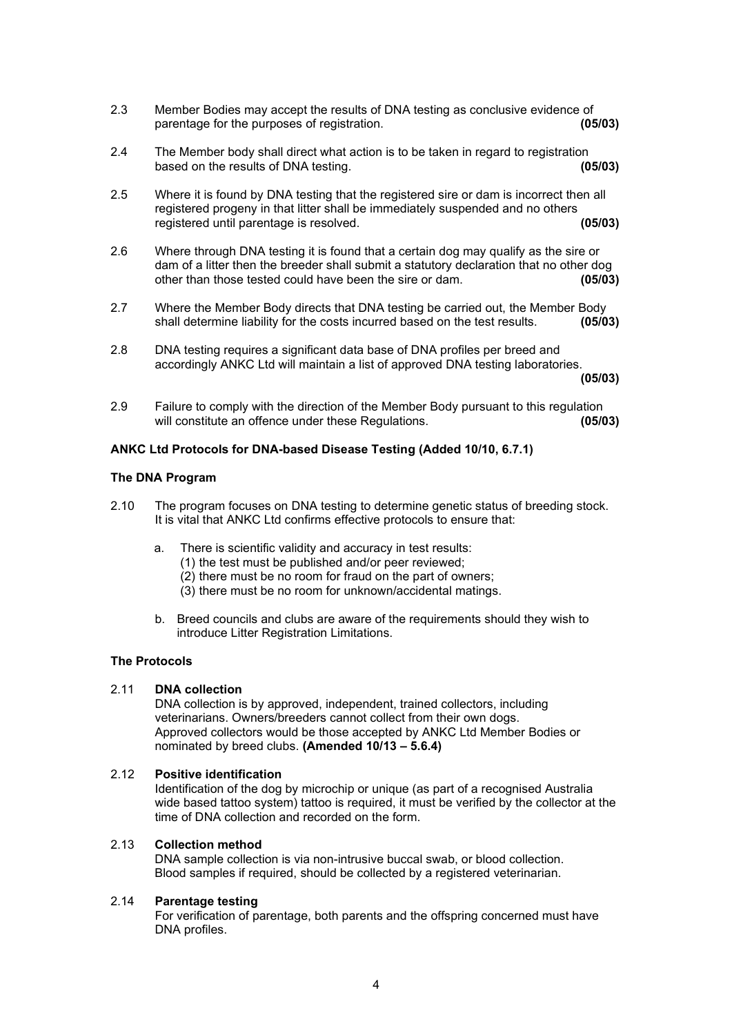2.3 Member Bodies may accept the results of DNA testing as conclusive evidence of parentage for the purposes of registration. **(05/03)**

2.4 The Member body shall direct what action is to be taken in regard to registration based on the results of DNA testing. **(05/03)**

2.5 Where it is found by DNA testing that the registered sire or dam is incorrect then all registered progeny in that litter shall be immediately suspended and no others registered until parentage is resolved. **(05/03)**

2.6 Where through DNA testing it is found that a certain dog may qualify as the sire or dam of a litter then the breeder shall submit a statutory declaration that no other dog other than those tested could have been the sire or dam. **(05/03)**

2.7 Where the Member Body directs that DNA testing be carried out, the Member Body shall determine liability for the costs incurred based on the test results. **(05/03)**

2.8 DNA testing requires a significant data base of DNA profiles per breed and accordingly ANKC Ltd will maintain a list of approved DNA testing laboratories. **(05/03)**

2.9 Failure to comply with the direction of the Member Body pursuant to this regulation will constitute an offence under these Regulations. **(05/03)**

**ANKC Ltd Protocols for DNA-based Disease Testing (Added 10/10, 6.7.1)**

**The DNA Program**

2.10 The program focuses on DNA testing to determine genetic status of breeding stock. It is vital that ANKC Ltd confirms effective protocols to ensure that:

a. There is scientific validity and accuracy in test results:
   (1) the test must be published and/or peer reviewed;
   (2) there must be no room for fraud on the part of owners;
   (3) there must be no room for unknown/accidental matings.

b. Breed councils and clubs are aware of the requirements should they wish to introduce Litter Registration Limitations.

**The Protocols**

2.11 **DNA collection**
DNA collection is by approved, independent, trained collectors, including veterinarians. Owners/breeders cannot collect from their own dogs. Approved collectors would be those accepted by ANKC Ltd Member Bodies or nominated by breed clubs. **(Amended 10/13 – 5.6.4)**

2.12 **Positive identification**
Identification of the dog by microchip or unique (as part of a recognised Australia wide based tattoo system) tattoo is required, it must be verified by the collector at the time of DNA collection and recorded on the form.

2.13 **Collection method**
DNA sample collection is via non-intrusive buccal swab, or blood collection. Blood samples if required, should be collected by a registered veterinarian.

2.14 **Parentage testing**
For verification of parentage, both parents and the offspring concerned must have DNA profiles.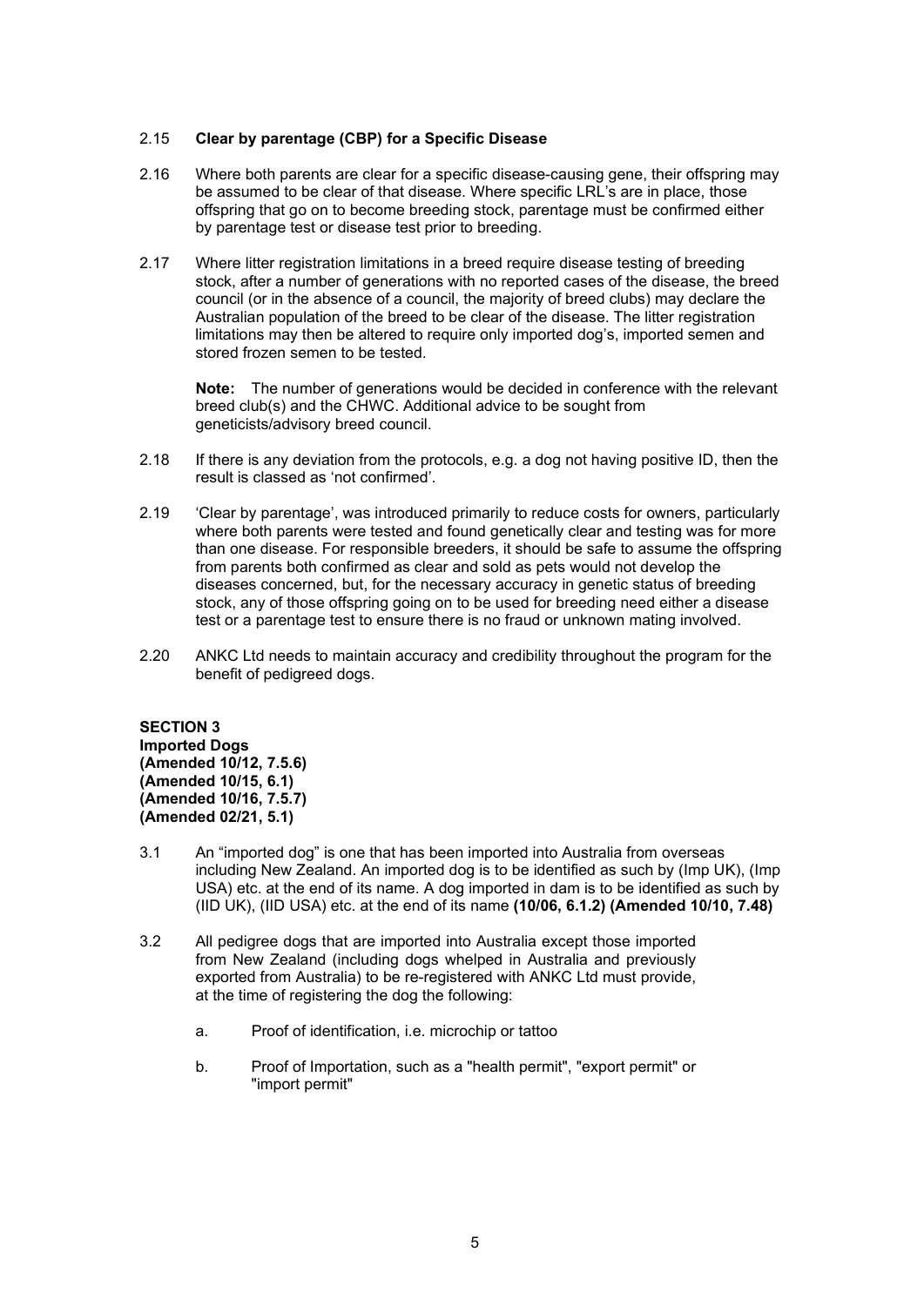2.15 **Clear by parentage (CBP) for a Specific Disease**

2.16 Where both parents are clear for a specific disease-causing gene, their offspring may be assumed to be clear of that disease. Where specific LRL's are in place, those offspring that go on to become breeding stock, parentage must be confirmed either by parentage test or disease test prior to breeding.

2.17 Where litter registration limitations in a breed require disease testing of breeding stock, after a number of generations with no reported cases of the disease, the breed council (or in the absence of a council, the majority of breed clubs) may declare the Australian population of the breed to be clear of the disease. The litter registration limitations may then be altered to require only imported dog's, imported semen and stored frozen semen to be tested.

**Note:** The number of generations would be decided in conference with the relevant breed club(s) and the CHWC. Additional advice to be sought from geneticists/advisory breed council.

2.18 If there is any deviation from the protocols, e.g. a dog not having positive ID, then the result is classed as 'not confirmed'.

2.19 'Clear by parentage', was introduced primarily to reduce costs for owners, particularly where both parents were tested and found genetically clear and testing was for more than one disease. For responsible breeders, it should be safe to assume the offspring from parents both confirmed as clear and sold as pets would not develop the diseases concerned, but, for the necessary accuracy in genetic status of breeding stock, any of those offspring going on to be used for breeding need either a disease test or a parentage test to ensure there is no fraud or unknown mating involved.

2.20 ANKC Ltd needs to maintain accuracy and credibility throughout the program for the benefit of pedigreed dogs.

**SECTION 3**
**Imported Dogs**
**(Amended 10/12, 7.5.6)**
**(Amended 10/15, 6.1)**
**(Amended 10/16, 7.5.7)**
**(Amended 02/21, 5.1)**

3.1 An "imported dog" is one that has been imported into Australia from overseas including New Zealand. An imported dog is to be identified as such by (Imp UK), (Imp USA) etc. at the end of its name. A dog imported in dam is to be identified as such by (IID UK), (IID USA) etc. at the end of its name **(10/06, 6.1.2) (Amended 10/10, 7.48)**

3.2 All pedigree dogs that are imported into Australia except those imported from New Zealand (including dogs whelped in Australia and previously exported from Australia) to be re-registered with ANKC Ltd must provide, at the time of registering the dog the following:

a. Proof of identification, i.e. microchip or tattoo

b. Proof of Importation, such as a "health permit", "export permit" or "import permit"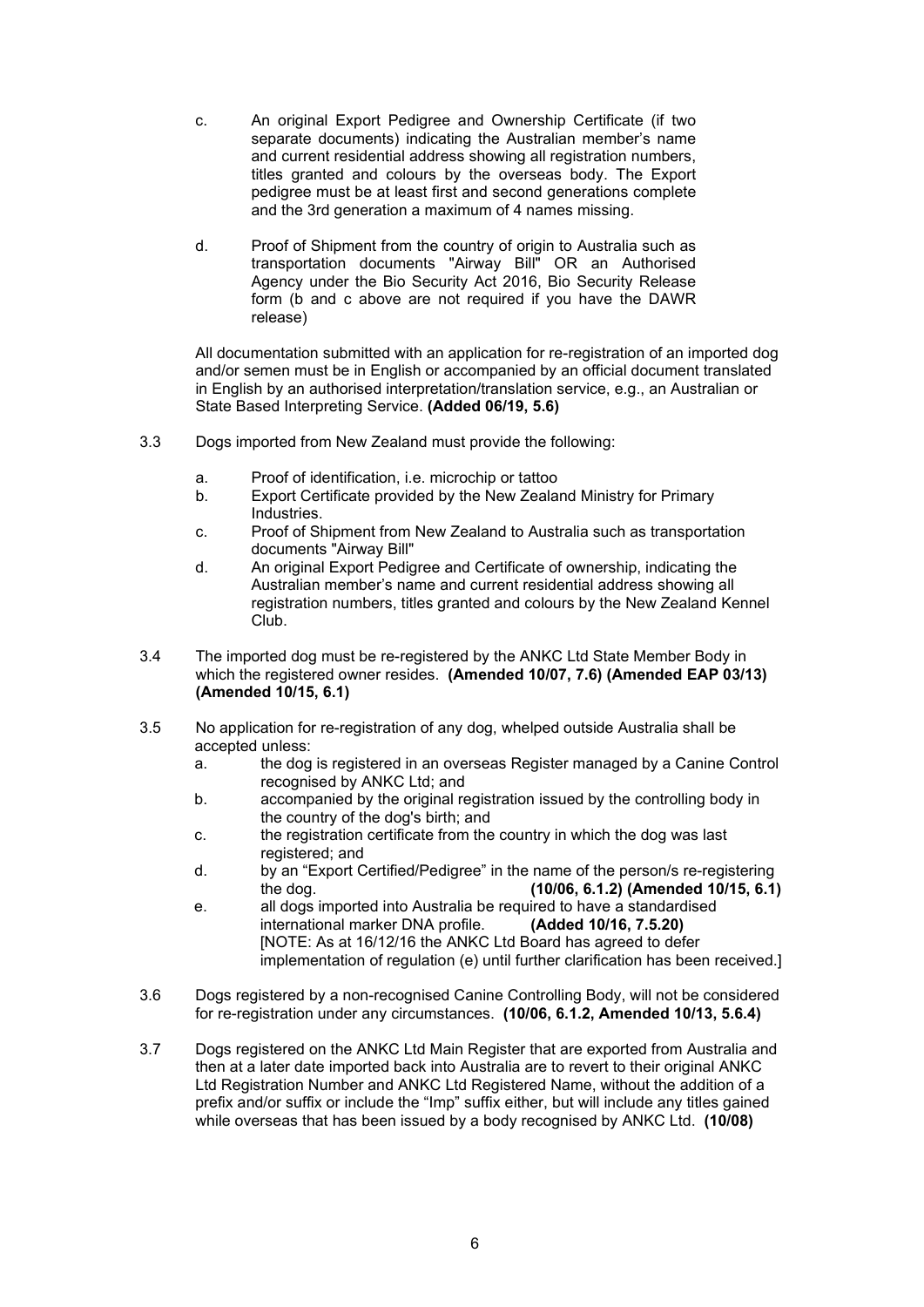c. An original Export Pedigree and Ownership Certificate (if two separate documents) indicating the Australian member's name and current residential address showing all registration numbers, titles granted and colours by the overseas body. The Export pedigree must be at least first and second generations complete and the 3rd generation a maximum of 4 names missing.

d. Proof of Shipment from the country of origin to Australia such as transportation documents "Airway Bill" OR an Authorised Agency under the Bio Security Act 2016, Bio Security Release form (b and c above are not required if you have the DAWR release)

All documentation submitted with an application for re-registration of an imported dog and/or semen must be in English or accompanied by an official document translated in English by an authorised interpretation/translation service, e.g., an Australian or State Based Interpreting Service. **(Added 06/19, 5.6)**

3.3 Dogs imported from New Zealand must provide the following:

a. Proof of identification, i.e. microchip or tattoo
b. Export Certificate provided by the New Zealand Ministry for Primary Industries.
c. Proof of Shipment from New Zealand to Australia such as transportation documents "Airway Bill"
d. An original Export Pedigree and Certificate of ownership, indicating the Australian member's name and current residential address showing all registration numbers, titles granted and colours by the New Zealand Kennel Club.

3.4 The imported dog must be re-registered by the ANKC Ltd State Member Body in which the registered owner resides. **(Amended 10/07, 7.6) (Amended EAP 03/13) (Amended 10/15, 6.1)**

3.5 No application for re-registration of any dog, whelped outside Australia shall be accepted unless:

a. the dog is registered in an overseas Register managed by a Canine Control recognised by ANKC Ltd; and
b. accompanied by the original registration issued by the controlling body in the country of the dog's birth; and
c. the registration certificate from the country in which the dog was last registered; and
d. by an "Export Certified/Pedigree" in the name of the person/s re-registering the dog. **(10/06, 6.1.2) (Amended 10/15, 6.1)**
e. all dogs imported into Australia be required to have a standardised international marker DNA profile. **(Added 10/16, 7.5.20)**
[NOTE: As at 16/12/16 the ANKC Ltd Board has agreed to defer implementation of regulation (e) until further clarification has been received.]

3.6 Dogs registered by a non-recognised Canine Controlling Body, will not be considered for re-registration under any circumstances. **(10/06, 6.1.2, Amended 10/13, 5.6.4)**

3.7 Dogs registered on the ANKC Ltd Main Register that are exported from Australia and then at a later date imported back into Australia are to revert to their original ANKC Ltd Registration Number and ANKC Ltd Registered Name, without the addition of a prefix and/or suffix or include the "Imp" suffix either, but will include any titles gained while overseas that has been issued by a body recognised by ANKC Ltd. **(10/08)**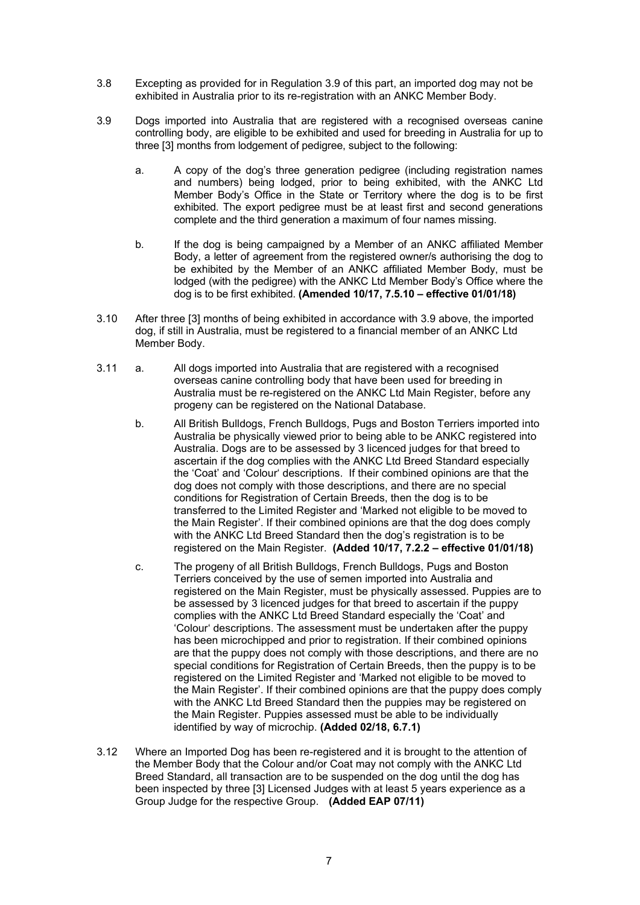3.8 Excepting as provided for in Regulation 3.9 of this part, an imported dog may not be exhibited in Australia prior to its re-registration with an ANKC Member Body.

3.9 Dogs imported into Australia that are registered with a recognised overseas canine controlling body, are eligible to be exhibited and used for breeding in Australia for up to three [3] months from lodgement of pedigree, subject to the following:

a. A copy of the dog's three generation pedigree (including registration names and numbers) being lodged, prior to being exhibited, with the ANKC Ltd Member Body's Office in the State or Territory where the dog is to be first exhibited. The export pedigree must be at least first and second generations complete and the third generation a maximum of four names missing.

b. If the dog is being campaigned by a Member of an ANKC affiliated Member Body, a letter of agreement from the registered owner/s authorising the dog to be exhibited by the Member of an ANKC affiliated Member Body, must be lodged (with the pedigree) with the ANKC Ltd Member Body's Office where the dog is to be first exhibited. **(Amended 10/17, 7.5.10 – effective 01/01/18)**

3.10 After three [3] months of being exhibited in accordance with 3.9 above, the imported dog, if still in Australia, must be registered to a financial member of an ANKC Ltd Member Body.

3.11 a. All dogs imported into Australia that are registered with a recognised overseas canine controlling body that have been used for breeding in Australia must be re-registered on the ANKC Ltd Main Register, before any progeny can be registered on the National Database.

b. All British Bulldogs, French Bulldogs, Pugs and Boston Terriers imported into Australia be physically viewed prior to being able to be ANKC registered into Australia. Dogs are to be assessed by 3 licenced judges for that breed to ascertain if the dog complies with the ANKC Ltd Breed Standard especially the 'Coat' and 'Colour' descriptions. If their combined opinions are that the dog does not comply with those descriptions, and there are no special conditions for Registration of Certain Breeds, then the dog is to be transferred to the Limited Register and 'Marked not eligible to be moved to the Main Register'. If their combined opinions are that the dog does comply with the ANKC Ltd Breed Standard then the dog's registration is to be registered on the Main Register. **(Added 10/17, 7.2.2 – effective 01/01/18)**

c. The progeny of all British Bulldogs, French Bulldogs, Pugs and Boston Terriers conceived by the use of semen imported into Australia and registered on the Main Register, must be physically assessed. Puppies are to be assessed by 3 licenced judges for that breed to ascertain if the puppy complies with the ANKC Ltd Breed Standard especially the 'Coat' and 'Colour' descriptions. The assessment must be undertaken after the puppy has been microchipped and prior to registration. If their combined opinions are that the puppy does not comply with those descriptions, and there are no special conditions for Registration of Certain Breeds, then the puppy is to be registered on the Limited Register and 'Marked not eligible to be moved to the Main Register'. If their combined opinions are that the puppy does comply with the ANKC Ltd Breed Standard then the puppies may be registered on the Main Register. Puppies assessed must be able to be individually identified by way of microchip. **(Added 02/18, 6.7.1)**

3.12 Where an Imported Dog has been re-registered and it is brought to the attention of the Member Body that the Colour and/or Coat may not comply with the ANKC Ltd Breed Standard, all transaction are to be suspended on the dog until the dog has been inspected by three [3] Licensed Judges with at least 5 years experience as a Group Judge for the respective Group. **(Added EAP 07/11)**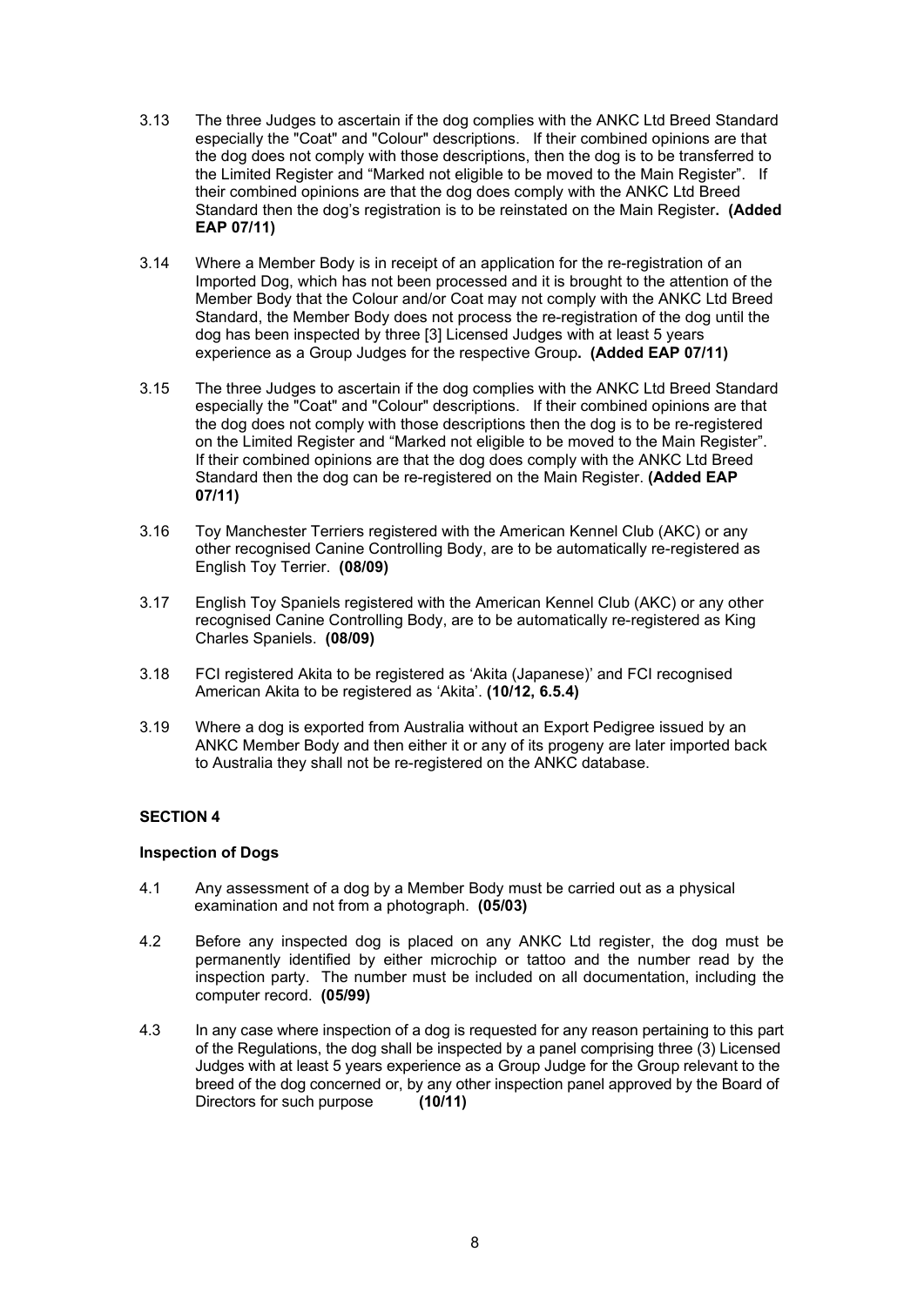3.13 The three Judges to ascertain if the dog complies with the ANKC Ltd Breed Standard especially the "Coat" and "Colour" descriptions. If their combined opinions are that the dog does not comply with those descriptions, then the dog is to be transferred to the Limited Register and "Marked not eligible to be moved to the Main Register". If their combined opinions are that the dog does comply with the ANKC Ltd Breed Standard then the dog's registration is to be reinstated on the Main Register. **(Added EAP 07/11)**

3.14 Where a Member Body is in receipt of an application for the re-registration of an Imported Dog, which has not been processed and it is brought to the attention of the Member Body that the Colour and/or Coat may not comply with the ANKC Ltd Breed Standard, the Member Body does not process the re-registration of the dog until the dog has been inspected by three [3] Licensed Judges with at least 5 years experience as a Group Judges for the respective Group. **(Added EAP 07/11)**

3.15 The three Judges to ascertain if the dog complies with the ANKC Ltd Breed Standard especially the "Coat" and "Colour" descriptions. If their combined opinions are that the dog does not comply with those descriptions then the dog is to be re-registered on the Limited Register and "Marked not eligible to be moved to the Main Register". If their combined opinions are that the dog does comply with the ANKC Ltd Breed Standard then the dog can be re-registered on the Main Register. **(Added EAP 07/11)**

3.16 Toy Manchester Terriers registered with the American Kennel Club (AKC) or any other recognised Canine Controlling Body, are to be automatically re-registered as English Toy Terrier. **(08/09)**

3.17 English Toy Spaniels registered with the American Kennel Club (AKC) or any other recognised Canine Controlling Body, are to be automatically re-registered as King Charles Spaniels. **(08/09)**

3.18 FCI registered Akita to be registered as 'Akita (Japanese)' and FCI recognised American Akita to be registered as 'Akita'. **(10/12, 6.5.4)**

3.19 Where a dog is exported from Australia without an Export Pedigree issued by an ANKC Member Body and then either it or any of its progeny are later imported back to Australia they shall not be re-registered on the ANKC database.

## SECTION 4

### Inspection of Dogs

4.1 Any assessment of a dog by a Member Body must be carried out as a physical examination and not from a photograph. **(05/03)**

4.2 Before any inspected dog is placed on any ANKC Ltd register, the dog must be permanently identified by either microchip or tattoo and the number read by the inspection party. The number must be included on all documentation, including the computer record. **(05/99)**

4.3 In any case where inspection of a dog is requested for any reason pertaining to this part of the Regulations, the dog shall be inspected by a panel comprising three (3) Licensed Judges with at least 5 years experience as a Group Judge for the Group relevant to the breed of the dog concerned or, by any other inspection panel approved by the Board of Directors for such purpose **(10/11)**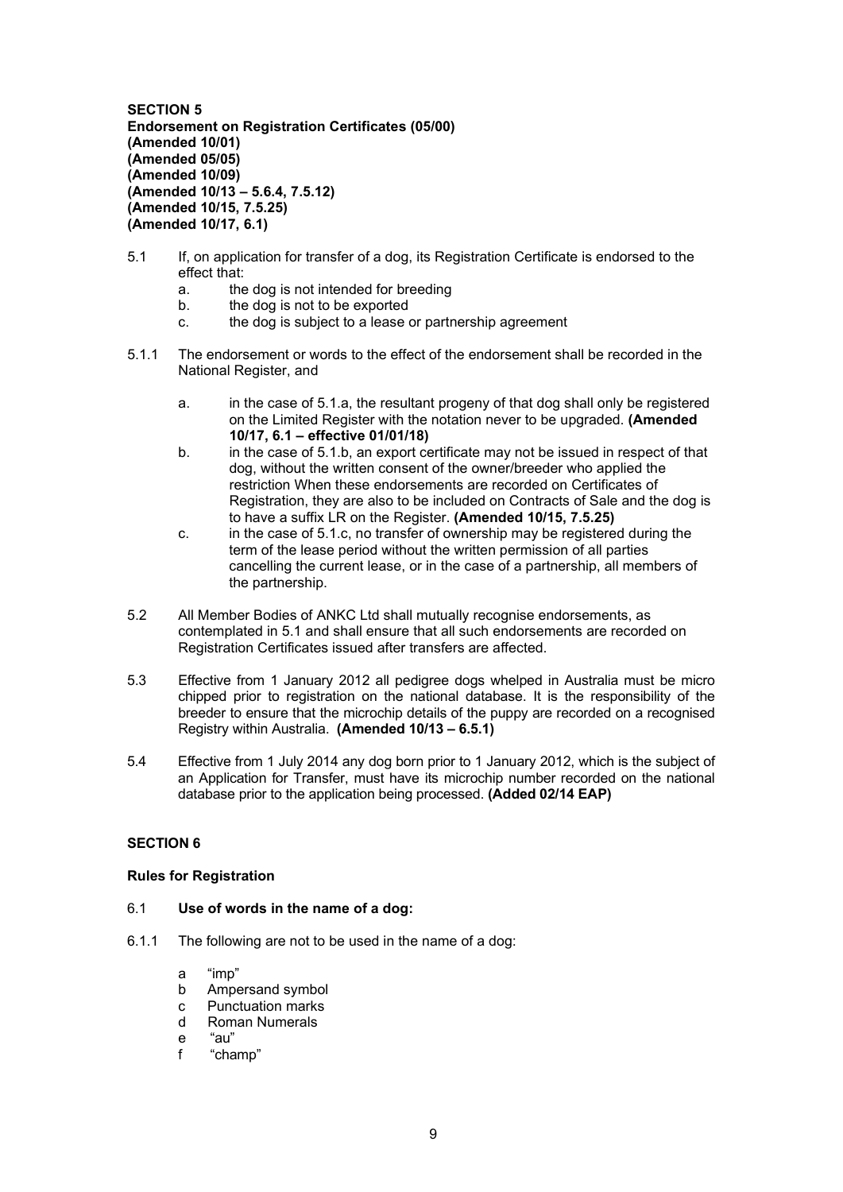**SECTION 5**
**Endorsement on Registration Certificates (05/00)**
**(Amended 10/01)**
**(Amended 05/05)**
**(Amended 10/09)**
**(Amended 10/13 – 5.6.4, 7.5.12)**
**(Amended 10/15, 7.5.25)**
**(Amended 10/17, 6.1)**

5.1 If, on application for transfer of a dog, its Registration Certificate is endorsed to the effect that:

- a. the dog is not intended for breeding
- b. the dog is not to be exported
- c. the dog is subject to a lease or partnership agreement

5.1.1 The endorsement or words to the effect of the endorsement shall be recorded in the National Register, and

- a. in the case of 5.1.a, the resultant progeny of that dog shall only be registered on the Limited Register with the notation never to be upgraded. **(Amended 10/17, 6.1 – effective 01/01/18)**
- b. in the case of 5.1.b, an export certificate may not be issued in respect of that dog, without the written consent of the owner/breeder who applied the restriction When these endorsements are recorded on Certificates of Registration, they are also to be included on Contracts of Sale and the dog is to have a suffix LR on the Register. **(Amended 10/15, 7.5.25)**
- c. in the case of 5.1.c, no transfer of ownership may be registered during the term of the lease period without the written permission of all parties cancelling the current lease, or in the case of a partnership, all members of the partnership.

5.2 All Member Bodies of ANKC Ltd shall mutually recognise endorsements, as contemplated in 5.1 and shall ensure that all such endorsements are recorded on Registration Certificates issued after transfers are affected.

5.3 Effective from 1 January 2012 all pedigree dogs whelped in Australia must be micro chipped prior to registration on the national database. It is the responsibility of the breeder to ensure that the microchip details of the puppy are recorded on a recognised Registry within Australia. **(Amended 10/13 – 6.5.1)**

5.4 Effective from 1 July 2014 any dog born prior to 1 January 2012, which is the subject of an Application for Transfer, must have its microchip number recorded on the national database prior to the application being processed. **(Added 02/14 EAP)**

**SECTION 6**

**Rules for Registration**

6.1 **Use of words in the name of a dog:**

6.1.1 The following are not to be used in the name of a dog:

- a "imp"
- b Ampersand symbol
- c Punctuation marks
- d Roman Numerals
- e "au"
- f "champ"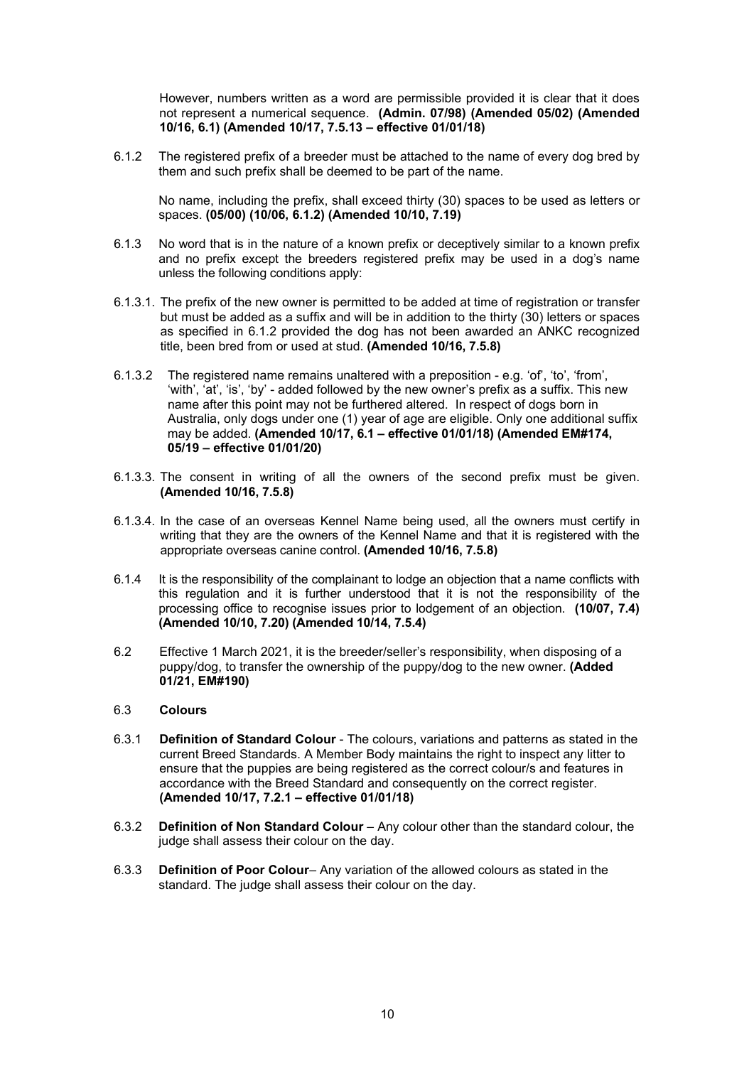However, numbers written as a word are permissible provided it is clear that it does not represent a numerical sequence. **(Admin. 07/98) (Amended 05/02) (Amended 10/16, 6.1) (Amended 10/17, 7.5.13 – effective 01/01/18)**

6.1.2 The registered prefix of a breeder must be attached to the name of every dog bred by them and such prefix shall be deemed to be part of the name.

No name, including the prefix, shall exceed thirty (30) spaces to be used as letters or spaces. **(05/00) (10/06, 6.1.2) (Amended 10/10, 7.19)**

6.1.3 No word that is in the nature of a known prefix or deceptively similar to a known prefix and no prefix except the breeders registered prefix may be used in a dog's name unless the following conditions apply:

6.1.3.1. The prefix of the new owner is permitted to be added at time of registration or transfer but must be added as a suffix and will be in addition to the thirty (30) letters or spaces as specified in 6.1.2 provided the dog has not been awarded an ANKC recognized title, been bred from or used at stud. **(Amended 10/16, 7.5.8)**

6.1.3.2 The registered name remains unaltered with a preposition - e.g. 'of', 'to', 'from', 'with', 'at', 'is', 'by' - added followed by the new owner's prefix as a suffix. This new name after this point may not be furthered altered. In respect of dogs born in Australia, only dogs under one (1) year of age are eligible. Only one additional suffix may be added. **(Amended 10/17, 6.1 – effective 01/01/18) (Amended EM#174, 05/19 – effective 01/01/20)**

6.1.3.3. The consent in writing of all the owners of the second prefix must be given. **(Amended 10/16, 7.5.8)**

6.1.3.4. In the case of an overseas Kennel Name being used, all the owners must certify in writing that they are the owners of the Kennel Name and that it is registered with the appropriate overseas canine control. **(Amended 10/16, 7.5.8)**

6.1.4 It is the responsibility of the complainant to lodge an objection that a name conflicts with this regulation and it is further understood that it is not the responsibility of the processing office to recognise issues prior to lodgement of an objection. **(10/07, 7.4) (Amended 10/10, 7.20) (Amended 10/14, 7.5.4)**

6.2 Effective 1 March 2021, it is the breeder/seller's responsibility, when disposing of a puppy/dog, to transfer the ownership of the puppy/dog to the new owner. **(Added 01/21, EM#190)**

## 6.3 Colours

6.3.1 **Definition of Standard Colour** - The colours, variations and patterns as stated in the current Breed Standards. A Member Body maintains the right to inspect any litter to ensure that the puppies are being registered as the correct colour/s and features in accordance with the Breed Standard and consequently on the correct register. **(Amended 10/17, 7.2.1 – effective 01/01/18)**

6.3.2 **Definition of Non Standard Colour** – Any colour other than the standard colour, the judge shall assess their colour on the day.

6.3.3 **Definition of Poor Colour**– Any variation of the allowed colours as stated in the standard. The judge shall assess their colour on the day.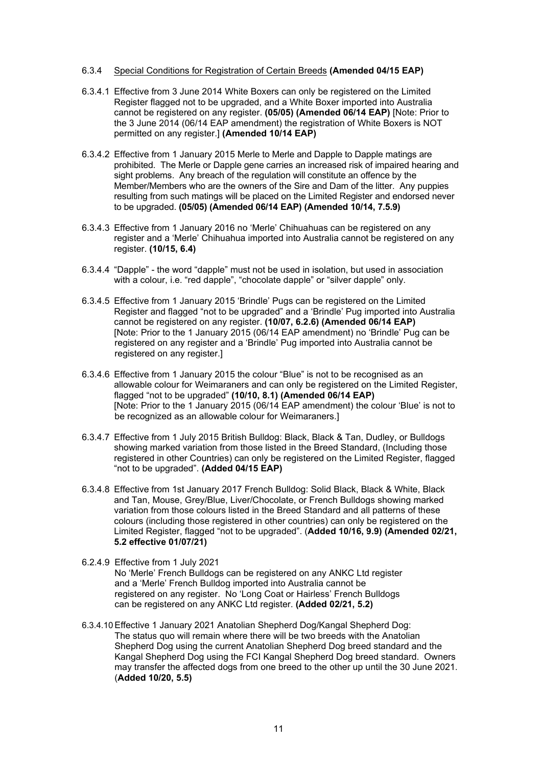6.3.4 Special Conditions for Registration of Certain Breeds **(Amended 04/15 EAP)**

6.3.4.1 Effective from 3 June 2014 White Boxers can only be registered on the Limited Register flagged not to be upgraded, and a White Boxer imported into Australia cannot be registered on any register. **(05/05) (Amended 06/14 EAP)** [Note: Prior to the 3 June 2014 (06/14 EAP amendment) the registration of White Boxers is NOT permitted on any register.] **(Amended 10/14 EAP)**

6.3.4.2 Effective from 1 January 2015 Merle to Merle and Dapple to Dapple matings are prohibited. The Merle or Dapple gene carries an increased risk of impaired hearing and sight problems. Any breach of the regulation will constitute an offence by the Member/Members who are the owners of the Sire and Dam of the litter. Any puppies resulting from such matings will be placed on the Limited Register and endorsed never to be upgraded. **(05/05) (Amended 06/14 EAP) (Amended 10/14, 7.5.9)**

6.3.4.3 Effective from 1 January 2016 no 'Merle' Chihuahuas can be registered on any register and a 'Merle' Chihuahua imported into Australia cannot be registered on any register. **(10/15, 6.4)**

6.3.4.4 "Dapple" - the word "dapple" must not be used in isolation, but used in association with a colour, i.e. "red dapple", "chocolate dapple" or "silver dapple" only.

6.3.4.5 Effective from 1 January 2015 'Brindle' Pugs can be registered on the Limited Register and flagged "not to be upgraded" and a 'Brindle' Pug imported into Australia cannot be registered on any register. **(10/07, 6.2.6) (Amended 06/14 EAP)** [Note: Prior to the 1 January 2015 (06/14 EAP amendment) no 'Brindle' Pug can be registered on any register and a 'Brindle' Pug imported into Australia cannot be registered on any register.]

6.3.4.6 Effective from 1 January 2015 the colour "Blue" is not to be recognised as an allowable colour for Weimaraners and can only be registered on the Limited Register, flagged "not to be upgraded" **(10/10, 8.1) (Amended 06/14 EAP)** [Note: Prior to the 1 January 2015 (06/14 EAP amendment) the colour 'Blue' is not to be recognized as an allowable colour for Weimaraners.]

6.3.4.7 Effective from 1 July 2015 British Bulldog: Black, Black & Tan, Dudley, or Bulldogs showing marked variation from those listed in the Breed Standard, (Including those registered in other Countries) can only be registered on the Limited Register, flagged "not to be upgraded". **(Added 04/15 EAP)**

6.3.4.8 Effective from 1st January 2017 French Bulldog: Solid Black, Black & White, Black and Tan, Mouse, Grey/Blue, Liver/Chocolate, or French Bulldogs showing marked variation from those colours listed in the Breed Standard and all patterns of these colours (including those registered in other countries) can only be registered on the Limited Register, flagged "not to be upgraded". (**Added 10/16, 9.9) (Amended 02/21, 5.2 effective 01/07/21)**

6.2.4.9 Effective from 1 July 2021
No 'Merle' French Bulldogs can be registered on any ANKC Ltd register and a 'Merle' French Bulldog imported into Australia cannot be registered on any register. No 'Long Coat or Hairless' French Bulldogs can be registered on any ANKC Ltd register. **(Added 02/21, 5.2)**

6.3.4.10 Effective 1 January 2021 Anatolian Shepherd Dog/Kangal Shepherd Dog: The status quo will remain where there will be two breeds with the Anatolian Shepherd Dog using the current Anatolian Shepherd Dog breed standard and the Kangal Shepherd Dog using the FCI Kangal Shepherd Dog breed standard. Owners may transfer the affected dogs from one breed to the other up until the 30 June 2021. (**Added 10/20, 5.5)**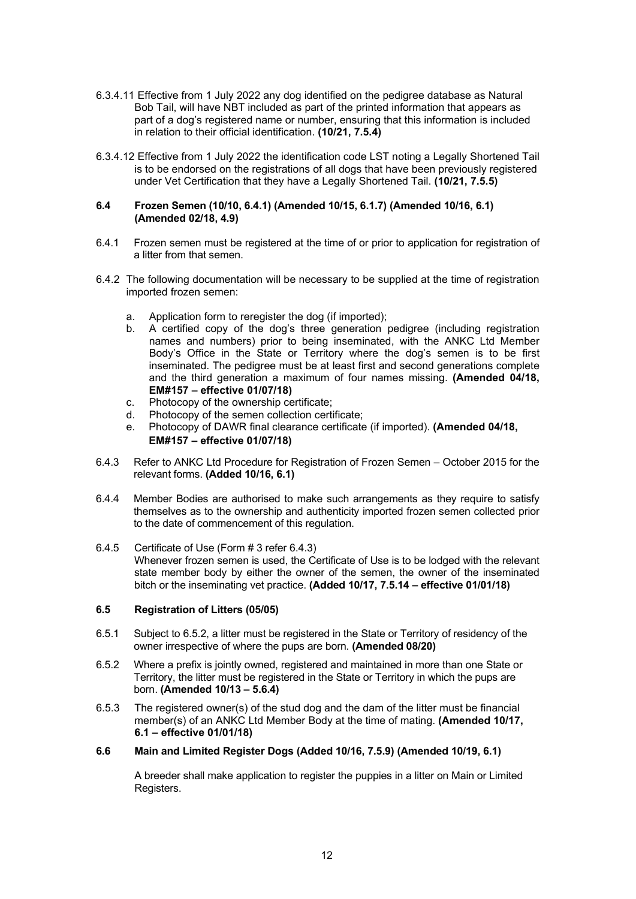6.3.4.11 Effective from 1 July 2022 any dog identified on the pedigree database as Natural Bob Tail, will have NBT included as part of the printed information that appears as part of a dog's registered name or number, ensuring that this information is included in relation to their official identification. **(10/21, 7.5.4)**

6.3.4.12 Effective from 1 July 2022 the identification code LST noting a Legally Shortened Tail is to be endorsed on the registrations of all dogs that have been previously registered under Vet Certification that they have a Legally Shortened Tail. **(10/21, 7.5.5)**

### 6.4 Frozen Semen (10/10, 6.4.1) (Amended 10/15, 6.1.7) (Amended 10/16, 6.1) (Amended 02/18, 4.9)

6.4.1 Frozen semen must be registered at the time of or prior to application for registration of a litter from that semen.

6.4.2 The following documentation will be necessary to be supplied at the time of registration imported frozen semen:

a. Application form to reregister the dog (if imported);
b. A certified copy of the dog's three generation pedigree (including registration names and numbers) prior to being inseminated, with the ANKC Ltd Member Body's Office in the State or Territory where the dog's semen is to be first inseminated. The pedigree must be at least first and second generations complete and the third generation a maximum of four names missing. **(Amended 04/18, EM#157 – effective 01/07/18)**
c. Photocopy of the ownership certificate;
d. Photocopy of the semen collection certificate;
e. Photocopy of DAWR final clearance certificate (if imported). **(Amended 04/18, EM#157 – effective 01/07/18)**

6.4.3 Refer to ANKC Ltd Procedure for Registration of Frozen Semen – October 2015 for the relevant forms. **(Added 10/16, 6.1)**

6.4.4 Member Bodies are authorised to make such arrangements as they require to satisfy themselves as to the ownership and authenticity imported frozen semen collected prior to the date of commencement of this regulation.

6.4.5 Certificate of Use (Form # 3 refer 6.4.3)
Whenever frozen semen is used, the Certificate of Use is to be lodged with the relevant state member body by either the owner of the semen, the owner of the inseminated bitch or the inseminating vet practice. **(Added 10/17, 7.5.14 – effective 01/01/18)**

### 6.5 Registration of Litters (05/05)

6.5.1 Subject to 6.5.2, a litter must be registered in the State or Territory of residency of the owner irrespective of where the pups are born. **(Amended 08/20)**

6.5.2 Where a prefix is jointly owned, registered and maintained in more than one State or Territory, the litter must be registered in the State or Territory in which the pups are born. **(Amended 10/13 – 5.6.4)**

6.5.3 The registered owner(s) of the stud dog and the dam of the litter must be financial member(s) of an ANKC Ltd Member Body at the time of mating. **(Amended 10/17, 6.1 – effective 01/01/18)**

### 6.6 Main and Limited Register Dogs (Added 10/16, 7.5.9) (Amended 10/19, 6.1)

A breeder shall make application to register the puppies in a litter on Main or Limited Registers.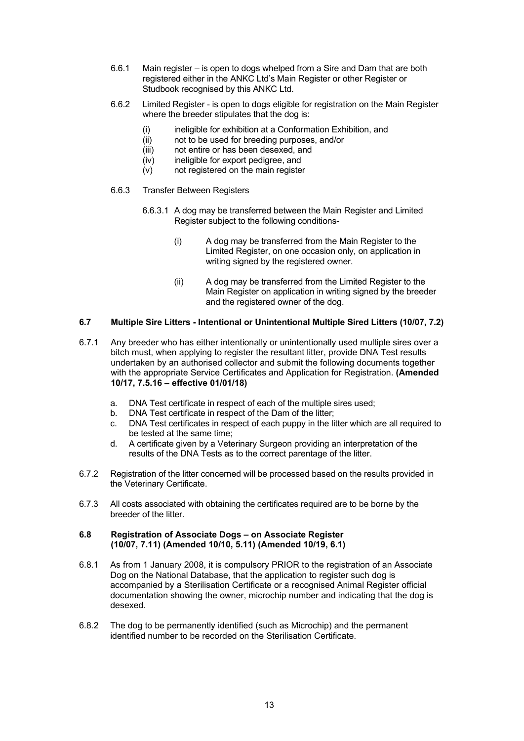6.6.1 Main register – is open to dogs whelped from a Sire and Dam that are both registered either in the ANKC Ltd's Main Register or other Register or Studbook recognised by this ANKC Ltd.

6.6.2 Limited Register - is open to dogs eligible for registration on the Main Register where the breeder stipulates that the dog is:

(i) ineligible for exhibition at a Conformation Exhibition, and
(ii) not to be used for breeding purposes, and/or
(iii) not entire or has been desexed, and
(iv) ineligible for export pedigree, and
(v) not registered on the main register

6.6.3 Transfer Between Registers

6.6.3.1 A dog may be transferred between the Main Register and Limited Register subject to the following conditions-

(i) A dog may be transferred from the Main Register to the Limited Register, on one occasion only, on application in writing signed by the registered owner.

(ii) A dog may be transferred from the Limited Register to the Main Register on application in writing signed by the breeder and the registered owner of the dog.

### 6.7 Multiple Sire Litters - Intentional or Unintentional Multiple Sired Litters (10/07, 7.2)

6.7.1 Any breeder who has either intentionally or unintentionally used multiple sires over a bitch must, when applying to register the resultant litter, provide DNA Test results undertaken by an authorised collector and submit the following documents together with the appropriate Service Certificates and Application for Registration. **(Amended 10/17, 7.5.16 – effective 01/01/18)**

a. DNA Test certificate in respect of each of the multiple sires used;
b. DNA Test certificate in respect of the Dam of the litter;
c. DNA Test certificates in respect of each puppy in the litter which are all required to be tested at the same time;
d. A certificate given by a Veterinary Surgeon providing an interpretation of the results of the DNA Tests as to the correct parentage of the litter.

6.7.2 Registration of the litter concerned will be processed based on the results provided in the Veterinary Certificate.

6.7.3 All costs associated with obtaining the certificates required are to be borne by the breeder of the litter.

### 6.8 Registration of Associate Dogs – on Associate Register (10/07, 7.11) (Amended 10/10, 5.11) (Amended 10/19, 6.1)

6.8.1 As from 1 January 2008, it is compulsory PRIOR to the registration of an Associate Dog on the National Database, that the application to register such dog is accompanied by a Sterilisation Certificate or a recognised Animal Register official documentation showing the owner, microchip number and indicating that the dog is desexed.

6.8.2 The dog to be permanently identified (such as Microchip) and the permanent identified number to be recorded on the Sterilisation Certificate.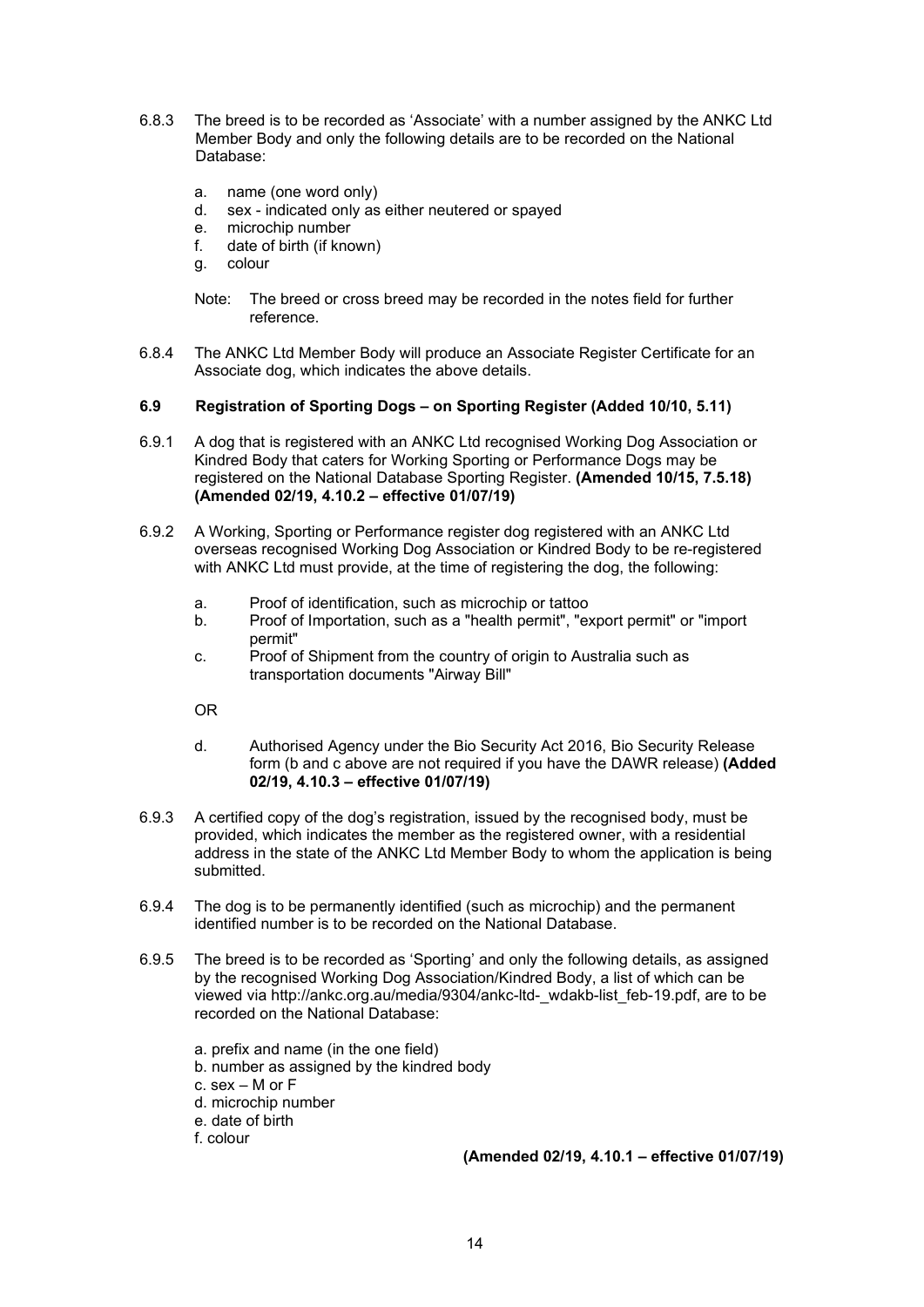6.8.3 The breed is to be recorded as 'Associate' with a number assigned by the ANKC Ltd Member Body and only the following details are to be recorded on the National Database:

a. name (one word only)
d. sex - indicated only as either neutered or spayed
e. microchip number
f. date of birth (if known)
g. colour

Note: The breed or cross breed may be recorded in the notes field for further reference.

6.8.4 The ANKC Ltd Member Body will produce an Associate Register Certificate for an Associate dog, which indicates the above details.

### 6.9 Registration of Sporting Dogs – on Sporting Register (Added 10/10, 5.11)

6.9.1 A dog that is registered with an ANKC Ltd recognised Working Dog Association or Kindred Body that caters for Working Sporting or Performance Dogs may be registered on the National Database Sporting Register. **(Amended 10/15, 7.5.18) (Amended 02/19, 4.10.2 – effective 01/07/19)**

6.9.2 A Working, Sporting or Performance register dog registered with an ANKC Ltd overseas recognised Working Dog Association or Kindred Body to be re-registered with ANKC Ltd must provide, at the time of registering the dog, the following:

a. Proof of identification, such as microchip or tattoo
b. Proof of Importation, such as a "health permit", "export permit" or "import permit"
c. Proof of Shipment from the country of origin to Australia such as transportation documents "Airway Bill"

OR

d. Authorised Agency under the Bio Security Act 2016, Bio Security Release form (b and c above are not required if you have the DAWR release) **(Added 02/19, 4.10.3 – effective 01/07/19)**

6.9.3 A certified copy of the dog's registration, issued by the recognised body, must be provided, which indicates the member as the registered owner, with a residential address in the state of the ANKC Ltd Member Body to whom the application is being submitted.

6.9.4 The dog is to be permanently identified (such as microchip) and the permanent identified number is to be recorded on the National Database.

6.9.5 The breed is to be recorded as 'Sporting' and only the following details, as assigned by the recognised Working Dog Association/Kindred Body, a list of which can be viewed via http://ankc.org.au/media/9304/ankc-ltd-_wdakb-list_feb-19.pdf, are to be recorded on the National Database:

a. prefix and name (in the one field)
b. number as assigned by the kindred body
c. sex – M or F
d. microchip number
e. date of birth
f. colour

**(Amended 02/19, 4.10.1 – effective 01/07/19)**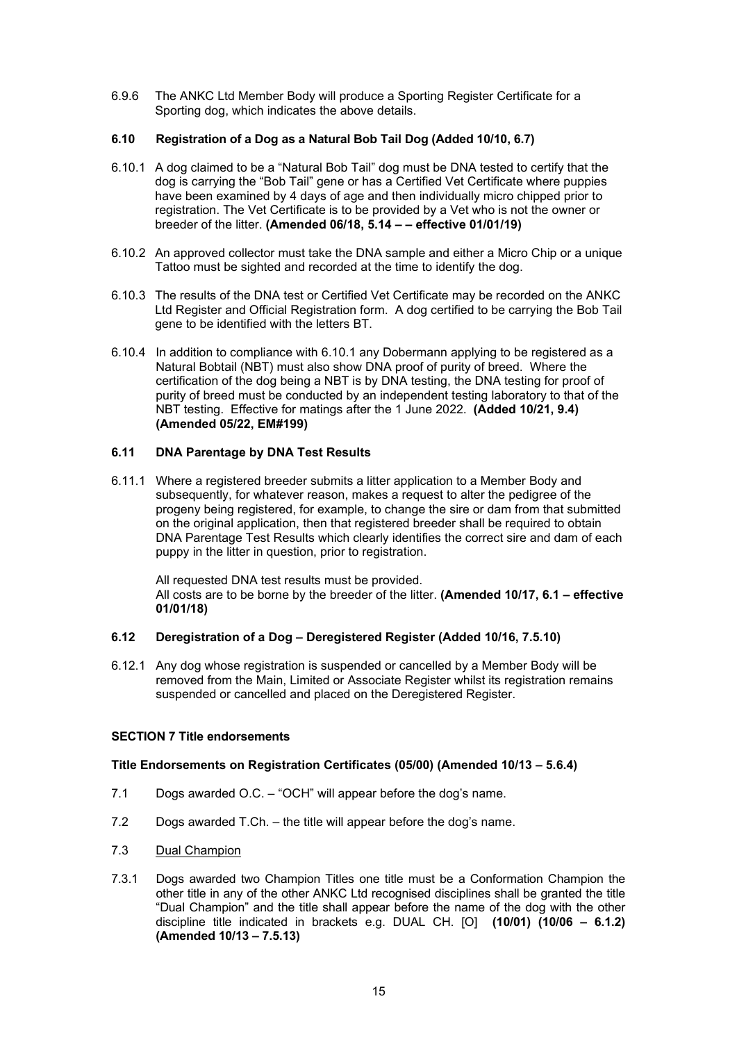6.9.6 The ANKC Ltd Member Body will produce a Sporting Register Certificate for a Sporting dog, which indicates the above details.

### 6.10 Registration of a Dog as a Natural Bob Tail Dog (Added 10/10, 6.7)

6.10.1 A dog claimed to be a "Natural Bob Tail" dog must be DNA tested to certify that the dog is carrying the "Bob Tail" gene or has a Certified Vet Certificate where puppies have been examined by 4 days of age and then individually micro chipped prior to registration. The Vet Certificate is to be provided by a Vet who is not the owner or breeder of the litter. **(Amended 06/18, 5.14 – – effective 01/01/19)**

6.10.2 An approved collector must take the DNA sample and either a Micro Chip or a unique Tattoo must be sighted and recorded at the time to identify the dog.

6.10.3 The results of the DNA test or Certified Vet Certificate may be recorded on the ANKC Ltd Register and Official Registration form. A dog certified to be carrying the Bob Tail gene to be identified with the letters BT.

6.10.4 In addition to compliance with 6.10.1 any Dobermann applying to be registered as a Natural Bobtail (NBT) must also show DNA proof of purity of breed. Where the certification of the dog being a NBT is by DNA testing, the DNA testing for proof of purity of breed must be conducted by an independent testing laboratory to that of the NBT testing. Effective for matings after the 1 June 2022. **(Added 10/21, 9.4) (Amended 05/22, EM#199)**

### 6.11 DNA Parentage by DNA Test Results

6.11.1 Where a registered breeder submits a litter application to a Member Body and subsequently, for whatever reason, makes a request to alter the pedigree of the progeny being registered, for example, to change the sire or dam from that submitted on the original application, then that registered breeder shall be required to obtain DNA Parentage Test Results which clearly identifies the correct sire and dam of each puppy in the litter in question, prior to registration.

All requested DNA test results must be provided.
All costs are to be borne by the breeder of the litter. **(Amended 10/17, 6.1 – effective 01/01/18)**

### 6.12 Deregistration of a Dog – Deregistered Register (Added 10/16, 7.5.10)

6.12.1 Any dog whose registration is suspended or cancelled by a Member Body will be removed from the Main, Limited or Associate Register whilst its registration remains suspended or cancelled and placed on the Deregistered Register.

## SECTION 7 Title endorsements

### Title Endorsements on Registration Certificates (05/00) (Amended 10/13 – 5.6.4)

7.1 Dogs awarded O.C. – "OCH" will appear before the dog's name.

7.2 Dogs awarded T.Ch. – the title will appear before the dog's name.

7.3 Dual Champion

7.3.1 Dogs awarded two Champion Titles one title must be a Conformation Champion the other title in any of the other ANKC Ltd recognised disciplines shall be granted the title "Dual Champion" and the title shall appear before the name of the dog with the other discipline title indicated in brackets e.g. DUAL CH. [O] **(10/01) (10/06 – 6.1.2) (Amended 10/13 – 7.5.13)**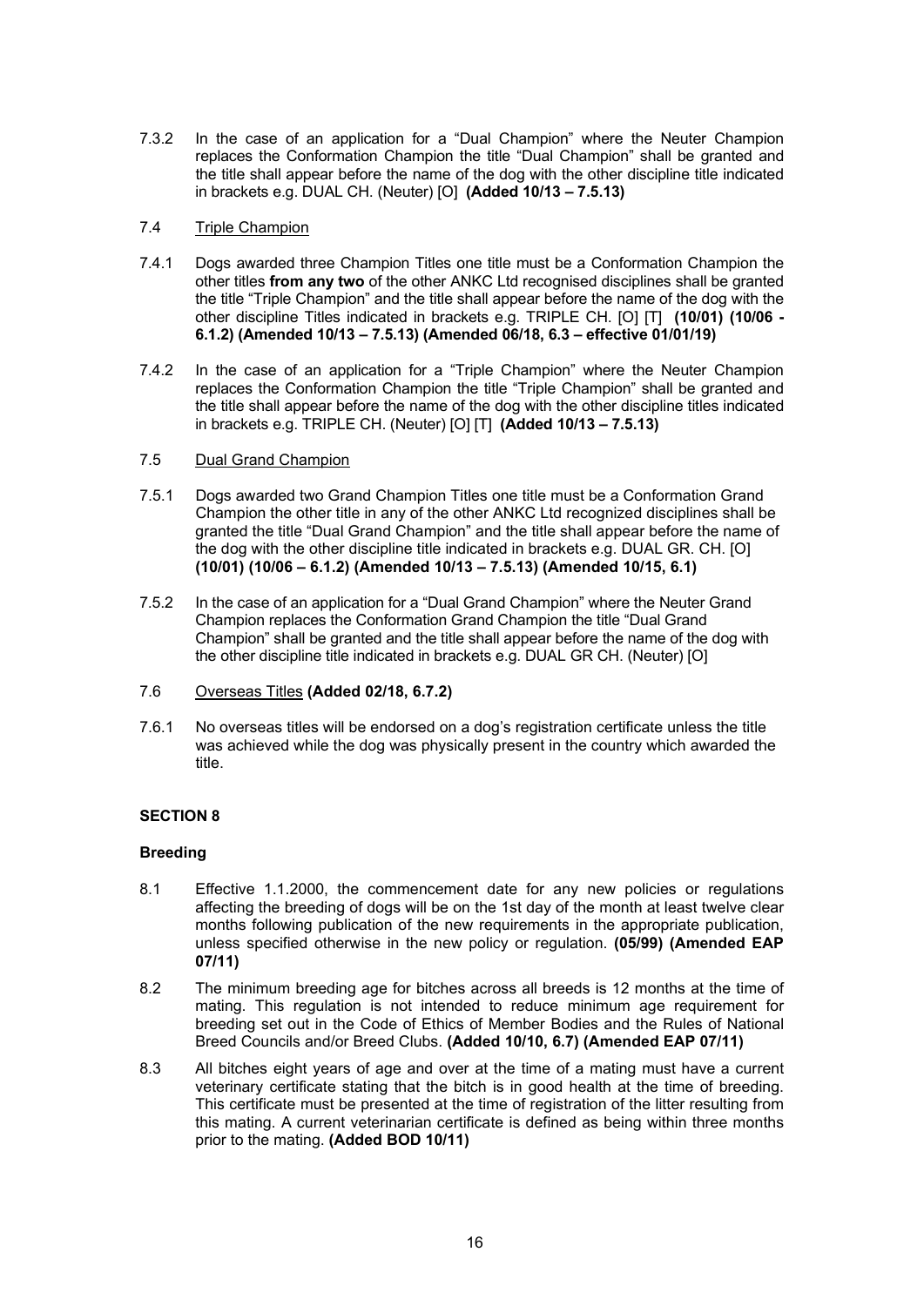7.3.2 In the case of an application for a "Dual Champion" where the Neuter Champion replaces the Conformation Champion the title "Dual Champion" shall be granted and the title shall appear before the name of the dog with the other discipline title indicated in brackets e.g. DUAL CH. (Neuter) [O] **(Added 10/13 – 7.5.13)**

7.4 Triple Champion

7.4.1 Dogs awarded three Champion Titles one title must be a Conformation Champion the other titles **from any two** of the other ANKC Ltd recognised disciplines shall be granted the title "Triple Champion" and the title shall appear before the name of the dog with the other discipline Titles indicated in brackets e.g. TRIPLE CH. [O] [T] **(10/01) (10/06 - 6.1.2) (Amended 10/13 – 7.5.13) (Amended 06/18, 6.3 – effective 01/01/19)**

7.4.2 In the case of an application for a "Triple Champion" where the Neuter Champion replaces the Conformation Champion the title "Triple Champion" shall be granted and the title shall appear before the name of the dog with the other discipline titles indicated in brackets e.g. TRIPLE CH. (Neuter) [O] [T] **(Added 10/13 – 7.5.13)**

7.5 Dual Grand Champion

7.5.1 Dogs awarded two Grand Champion Titles one title must be a Conformation Grand Champion the other title in any of the other ANKC Ltd recognized disciplines shall be granted the title "Dual Grand Champion" and the title shall appear before the name of the dog with the other discipline title indicated in brackets e.g. DUAL GR. CH. [O] **(10/01) (10/06 – 6.1.2) (Amended 10/13 – 7.5.13) (Amended 10/15, 6.1)**

7.5.2 In the case of an application for a "Dual Grand Champion" where the Neuter Grand Champion replaces the Conformation Grand Champion the title "Dual Grand Champion" shall be granted and the title shall appear before the name of the dog with the other discipline title indicated in brackets e.g. DUAL GR CH. (Neuter) [O]

7.6 Overseas Titles **(Added 02/18, 6.7.2)**

7.6.1 No overseas titles will be endorsed on a dog's registration certificate unless the title was achieved while the dog was physically present in the country which awarded the title.

## SECTION 8

### Breeding

8.1 Effective 1.1.2000, the commencement date for any new policies or regulations affecting the breeding of dogs will be on the 1st day of the month at least twelve clear months following publication of the new requirements in the appropriate publication, unless specified otherwise in the new policy or regulation. **(05/99) (Amended EAP 07/11)**

8.2 The minimum breeding age for bitches across all breeds is 12 months at the time of mating. This regulation is not intended to reduce minimum age requirement for breeding set out in the Code of Ethics of Member Bodies and the Rules of National Breed Councils and/or Breed Clubs. **(Added 10/10, 6.7) (Amended EAP 07/11)**

8.3 All bitches eight years of age and over at the time of a mating must have a current veterinary certificate stating that the bitch is in good health at the time of breeding. This certificate must be presented at the time of registration of the litter resulting from this mating. A current veterinarian certificate is defined as being within three months prior to the mating. **(Added BOD 10/11)**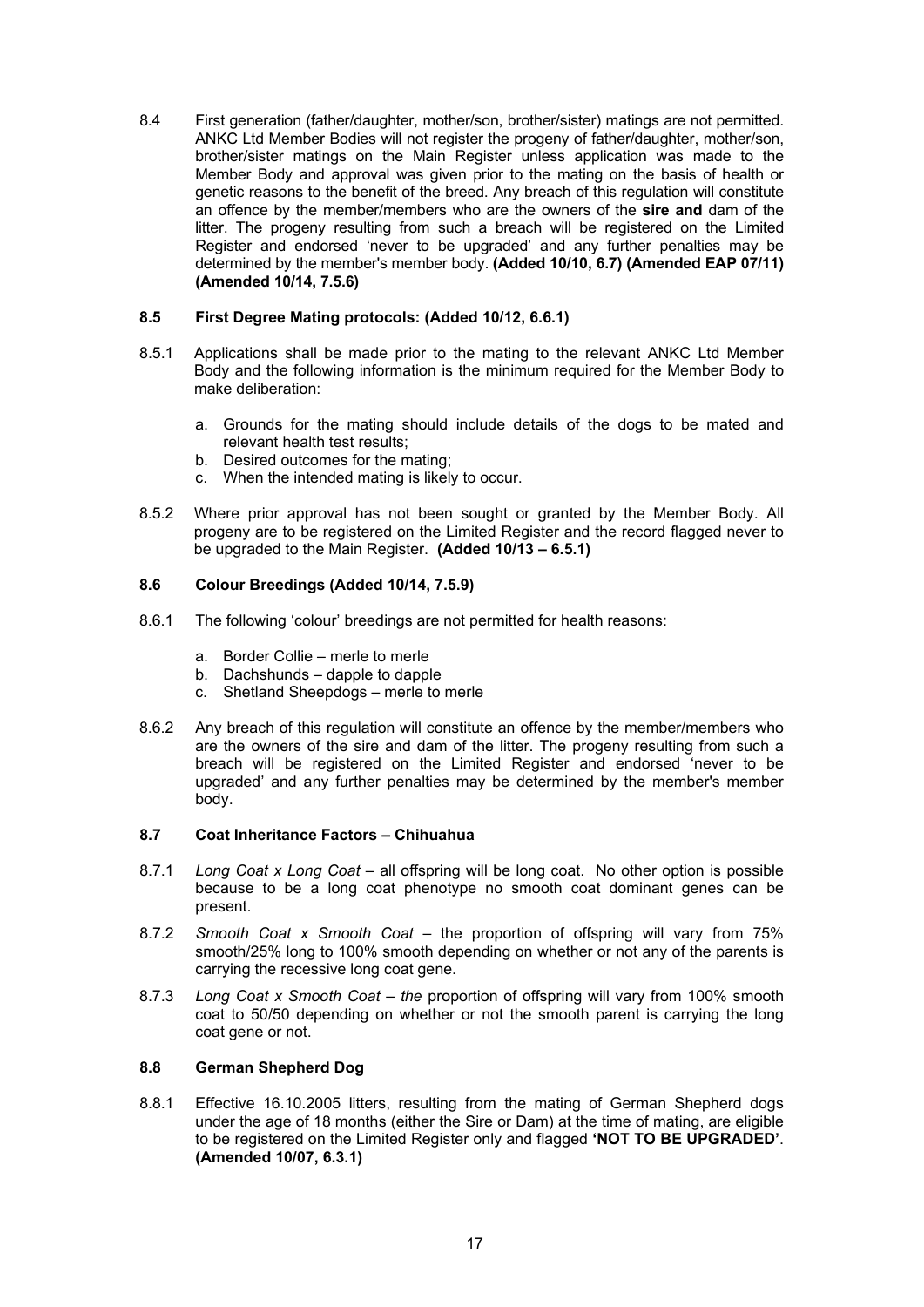8.4 First generation (father/daughter, mother/son, brother/sister) matings are not permitted. ANKC Ltd Member Bodies will not register the progeny of father/daughter, mother/son, brother/sister matings on the Main Register unless application was made to the Member Body and approval was given prior to the mating on the basis of health or genetic reasons to the benefit of the breed. Any breach of this regulation will constitute an offence by the member/members who are the owners of the **sire and** dam of the litter. The progeny resulting from such a breach will be registered on the Limited Register and endorsed 'never to be upgraded' and any further penalties may be determined by the member's member body. **(Added 10/10, 6.7) (Amended EAP 07/11) (Amended 10/14, 7.5.6)**

**8.5 First Degree Mating protocols: (Added 10/12, 6.6.1)**

8.5.1 Applications shall be made prior to the mating to the relevant ANKC Ltd Member Body and the following information is the minimum required for the Member Body to make deliberation:

a. Grounds for the mating should include details of the dogs to be mated and relevant health test results;
b. Desired outcomes for the mating;
c. When the intended mating is likely to occur.

8.5.2 Where prior approval has not been sought or granted by the Member Body. All progeny are to be registered on the Limited Register and the record flagged never to be upgraded to the Main Register. **(Added 10/13 – 6.5.1)**

**8.6 Colour Breedings (Added 10/14, 7.5.9)**

8.6.1 The following 'colour' breedings are not permitted for health reasons:

a. Border Collie – merle to merle
b. Dachshunds – dapple to dapple
c. Shetland Sheepdogs – merle to merle

8.6.2 Any breach of this regulation will constitute an offence by the member/members who are the owners of the sire and dam of the litter. The progeny resulting from such a breach will be registered on the Limited Register and endorsed 'never to be upgraded' and any further penalties may be determined by the member's member body.

**8.7 Coat Inheritance Factors – Chihuahua**

8.7.1 *Long Coat x Long Coat* – all offspring will be long coat. No other option is possible because to be a long coat phenotype no smooth coat dominant genes can be present.

8.7.2 *Smooth Coat x Smooth Coat* – the proportion of offspring will vary from 75% smooth/25% long to 100% smooth depending on whether or not any of the parents is carrying the recessive long coat gene.

8.7.3 *Long Coat x Smooth Coat – the* proportion of offspring will vary from 100% smooth coat to 50/50 depending on whether or not the smooth parent is carrying the long coat gene or not.

**8.8 German Shepherd Dog**

8.8.1 Effective 16.10.2005 litters, resulting from the mating of German Shepherd dogs under the age of 18 months (either the Sire or Dam) at the time of mating, are eligible to be registered on the Limited Register only and flagged **'NOT TO BE UPGRADED'**. **(Amended 10/07, 6.3.1)**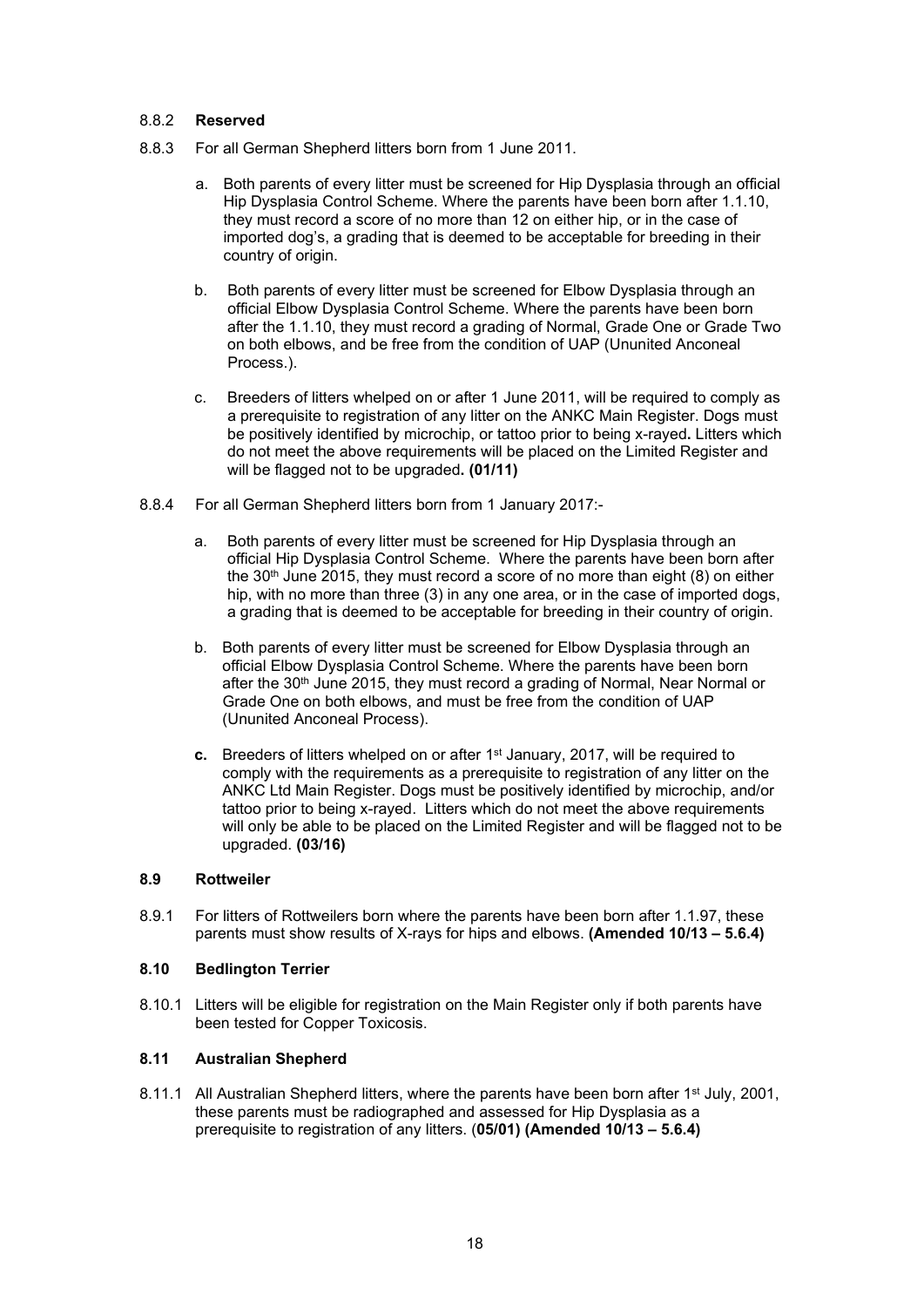8.8.2 **Reserved**

8.8.3 For all German Shepherd litters born from 1 June 2011.

a. Both parents of every litter must be screened for Hip Dysplasia through an official Hip Dysplasia Control Scheme. Where the parents have been born after 1.1.10, they must record a score of no more than 12 on either hip, or in the case of imported dog's, a grading that is deemed to be acceptable for breeding in their country of origin.

b. Both parents of every litter must be screened for Elbow Dysplasia through an official Elbow Dysplasia Control Scheme. Where the parents have been born after the 1.1.10, they must record a grading of Normal, Grade One or Grade Two on both elbows, and be free from the condition of UAP (Ununited Anconeal Process.).

c. Breeders of litters whelped on or after 1 June 2011, will be required to comply as a prerequisite to registration of any litter on the ANKC Main Register. Dogs must be positively identified by microchip, or tattoo prior to being x-rayed**.** Litters which do not meet the above requirements will be placed on the Limited Register and will be flagged not to be upgraded**. (01/11)**

8.8.4 For all German Shepherd litters born from 1 January 2017:-

a. Both parents of every litter must be screened for Hip Dysplasia through an official Hip Dysplasia Control Scheme. Where the parents have been born after the 30th June 2015, they must record a score of no more than eight (8) on either hip, with no more than three (3) in any one area, or in the case of imported dogs, a grading that is deemed to be acceptable for breeding in their country of origin.

b. Both parents of every litter must be screened for Elbow Dysplasia through an official Elbow Dysplasia Control Scheme. Where the parents have been born after the 30th June 2015, they must record a grading of Normal, Near Normal or Grade One on both elbows, and must be free from the condition of UAP (Ununited Anconeal Process).

**c.** Breeders of litters whelped on or after 1st January, 2017, will be required to comply with the requirements as a prerequisite to registration of any litter on the ANKC Ltd Main Register. Dogs must be positively identified by microchip, and/or tattoo prior to being x-rayed. Litters which do not meet the above requirements will only be able to be placed on the Limited Register and will be flagged not to be upgraded. **(03/16)**

**8.9 Rottweiler**

8.9.1 For litters of Rottweilers born where the parents have been born after 1.1.97, these parents must show results of X-rays for hips and elbows. **(Amended 10/13 – 5.6.4)**

**8.10 Bedlington Terrier**

8.10.1 Litters will be eligible for registration on the Main Register only if both parents have been tested for Copper Toxicosis.

**8.11 Australian Shepherd**

8.11.1 All Australian Shepherd litters, where the parents have been born after 1st July, 2001, these parents must be radiographed and assessed for Hip Dysplasia as a prerequisite to registration of any litters. (**05/01) (Amended 10/13 – 5.6.4)**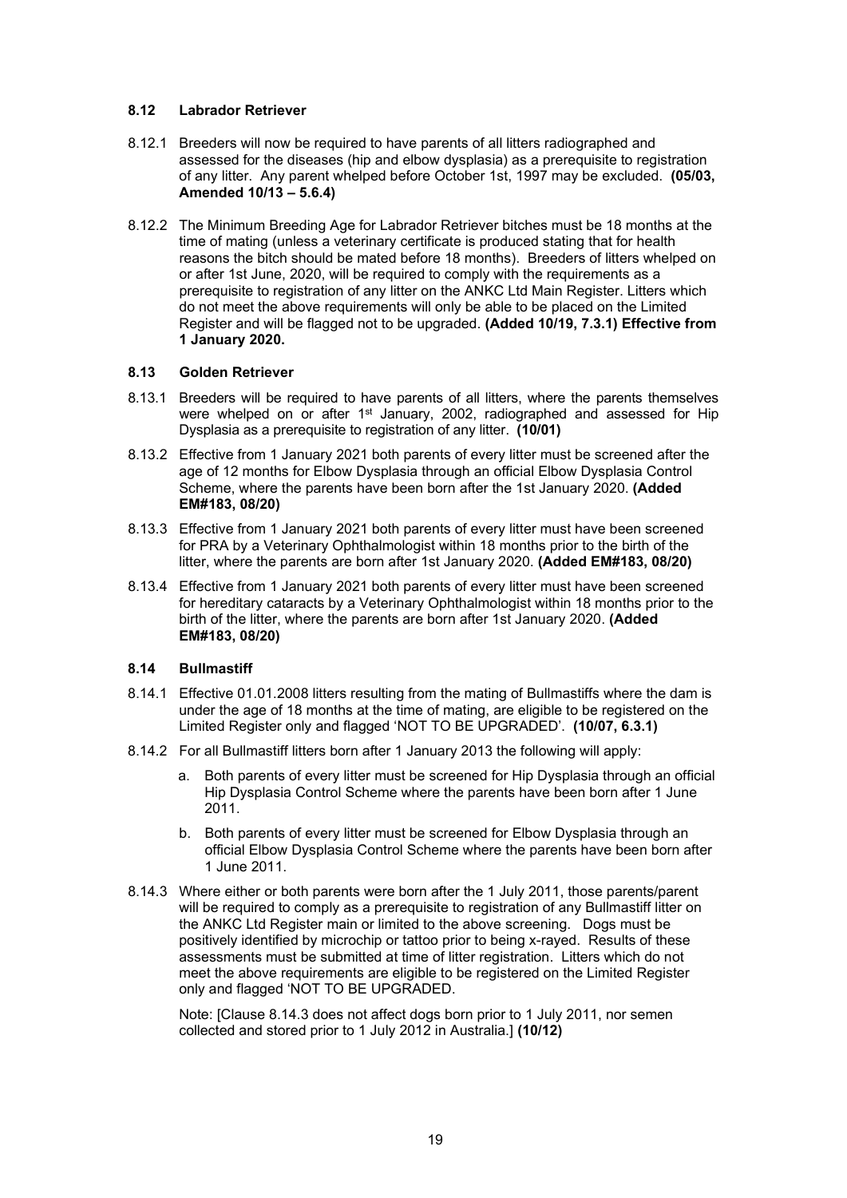### 8.12 Labrador Retriever

8.12.1 Breeders will now be required to have parents of all litters radiographed and assessed for the diseases (hip and elbow dysplasia) as a prerequisite to registration of any litter. Any parent whelped before October 1st, 1997 may be excluded. **(05/03, Amended 10/13 – 5.6.4)**

8.12.2 The Minimum Breeding Age for Labrador Retriever bitches must be 18 months at the time of mating (unless a veterinary certificate is produced stating that for health reasons the bitch should be mated before 18 months). Breeders of litters whelped on or after 1st June, 2020, will be required to comply with the requirements as a prerequisite to registration of any litter on the ANKC Ltd Main Register. Litters which do not meet the above requirements will only be able to be placed on the Limited Register and will be flagged not to be upgraded. **(Added 10/19, 7.3.1) Effective from 1 January 2020.**

### 8.13 Golden Retriever

8.13.1 Breeders will be required to have parents of all litters, where the parents themselves were whelped on or after 1st January, 2002, radiographed and assessed for Hip Dysplasia as a prerequisite to registration of any litter. **(10/01)**

8.13.2 Effective from 1 January 2021 both parents of every litter must be screened after the age of 12 months for Elbow Dysplasia through an official Elbow Dysplasia Control Scheme, where the parents have been born after the 1st January 2020. **(Added EM#183, 08/20)**

8.13.3 Effective from 1 January 2021 both parents of every litter must have been screened for PRA by a Veterinary Ophthalmologist within 18 months prior to the birth of the litter, where the parents are born after 1st January 2020. **(Added EM#183, 08/20)**

8.13.4 Effective from 1 January 2021 both parents of every litter must have been screened for hereditary cataracts by a Veterinary Ophthalmologist within 18 months prior to the birth of the litter, where the parents are born after 1st January 2020. **(Added EM#183, 08/20)**

### 8.14 Bullmastiff

8.14.1 Effective 01.01.2008 litters resulting from the mating of Bullmastiffs where the dam is under the age of 18 months at the time of mating, are eligible to be registered on the Limited Register only and flagged 'NOT TO BE UPGRADED'. **(10/07, 6.3.1)**

8.14.2 For all Bullmastiff litters born after 1 January 2013 the following will apply:

a. Both parents of every litter must be screened for Hip Dysplasia through an official Hip Dysplasia Control Scheme where the parents have been born after 1 June 2011.

b. Both parents of every litter must be screened for Elbow Dysplasia through an official Elbow Dysplasia Control Scheme where the parents have been born after 1 June 2011.

8.14.3 Where either or both parents were born after the 1 July 2011, those parents/parent will be required to comply as a prerequisite to registration of any Bullmastiff litter on the ANKC Ltd Register main or limited to the above screening. Dogs must be positively identified by microchip or tattoo prior to being x-rayed. Results of these assessments must be submitted at time of litter registration. Litters which do not meet the above requirements are eligible to be registered on the Limited Register only and flagged 'NOT TO BE UPGRADED.

Note: [Clause 8.14.3 does not affect dogs born prior to 1 July 2011, nor semen collected and stored prior to 1 July 2012 in Australia.] **(10/12)**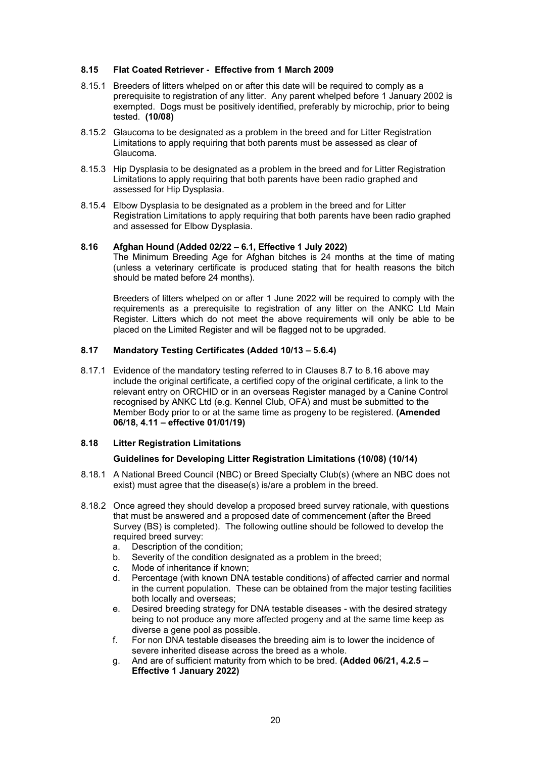### 8.15 Flat Coated Retriever - Effective from 1 March 2009

8.15.1 Breeders of litters whelped on or after this date will be required to comply as a prerequisite to registration of any litter. Any parent whelped before 1 January 2002 is exempted. Dogs must be positively identified, preferably by microchip, prior to being tested. **(10/08)**

8.15.2 Glaucoma to be designated as a problem in the breed and for Litter Registration Limitations to apply requiring that both parents must be assessed as clear of Glaucoma.

8.15.3 Hip Dysplasia to be designated as a problem in the breed and for Litter Registration Limitations to apply requiring that both parents have been radio graphed and assessed for Hip Dysplasia.

8.15.4 Elbow Dysplasia to be designated as a problem in the breed and for Litter Registration Limitations to apply requiring that both parents have been radio graphed and assessed for Elbow Dysplasia.

### 8.16 Afghan Hound (Added 02/22 – 6.1, Effective 1 July 2022)

The Minimum Breeding Age for Afghan bitches is 24 months at the time of mating (unless a veterinary certificate is produced stating that for health reasons the bitch should be mated before 24 months).

Breeders of litters whelped on or after 1 June 2022 will be required to comply with the requirements as a prerequisite to registration of any litter on the ANKC Ltd Main Register. Litters which do not meet the above requirements will only be able to be placed on the Limited Register and will be flagged not to be upgraded.

### 8.17 Mandatory Testing Certificates (Added 10/13 – 5.6.4)

8.17.1 Evidence of the mandatory testing referred to in Clauses 8.7 to 8.16 above may include the original certificate, a certified copy of the original certificate, a link to the relevant entry on ORCHID or in an overseas Register managed by a Canine Control recognised by ANKC Ltd (e.g. Kennel Club, OFA) and must be submitted to the Member Body prior to or at the same time as progeny to be registered. **(Amended 06/18, 4.11 – effective 01/01/19)**

### 8.18 Litter Registration Limitations

**Guidelines for Developing Litter Registration Limitations (10/08) (10/14)**

8.18.1 A National Breed Council (NBC) or Breed Specialty Club(s) (where an NBC does not exist) must agree that the disease(s) is/are a problem in the breed.

8.18.2 Once agreed they should develop a proposed breed survey rationale, with questions that must be answered and a proposed date of commencement (after the Breed Survey (BS) is completed). The following outline should be followed to develop the required breed survey:

a. Description of the condition;
b. Severity of the condition designated as a problem in the breed;
c. Mode of inheritance if known;
d. Percentage (with known DNA testable conditions) of affected carrier and normal in the current population. These can be obtained from the major testing facilities both locally and overseas;
e. Desired breeding strategy for DNA testable diseases - with the desired strategy being to not produce any more affected progeny and at the same time keep as diverse a gene pool as possible.
f. For non DNA testable diseases the breeding aim is to lower the incidence of severe inherited disease across the breed as a whole.
g. And are of sufficient maturity from which to be bred. **(Added 06/21, 4.2.5 – Effective 1 January 2022)**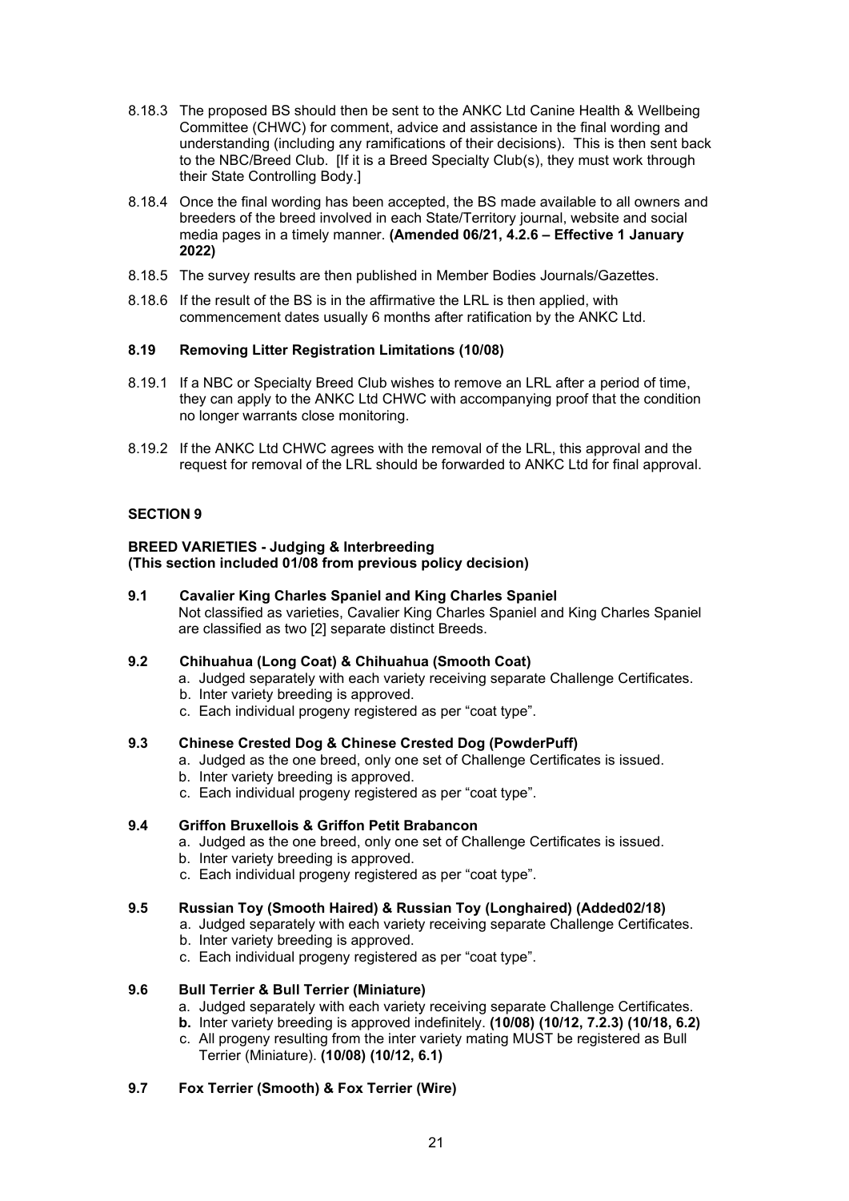8.18.3 The proposed BS should then be sent to the ANKC Ltd Canine Health & Wellbeing Committee (CHWC) for comment, advice and assistance in the final wording and understanding (including any ramifications of their decisions). This is then sent back to the NBC/Breed Club. [If it is a Breed Specialty Club(s), they must work through their State Controlling Body.]

8.18.4 Once the final wording has been accepted, the BS made available to all owners and breeders of the breed involved in each State/Territory journal, website and social media pages in a timely manner. **(Amended 06/21, 4.2.6 – Effective 1 January 2022)**

8.18.5 The survey results are then published in Member Bodies Journals/Gazettes.

8.18.6 If the result of the BS is in the affirmative the LRL is then applied, with commencement dates usually 6 months after ratification by the ANKC Ltd.

**8.19 Removing Litter Registration Limitations (10/08)**

8.19.1 If a NBC or Specialty Breed Club wishes to remove an LRL after a period of time, they can apply to the ANKC Ltd CHWC with accompanying proof that the condition no longer warrants close monitoring.

8.19.2 If the ANKC Ltd CHWC agrees with the removal of the LRL, this approval and the request for removal of the LRL should be forwarded to ANKC Ltd for final approval.

## SECTION 9

**BREED VARIETIES - Judging & Interbreeding**
**(This section included 01/08 from previous policy decision)**

**9.1 Cavalier King Charles Spaniel and King Charles Spaniel**
Not classified as varieties, Cavalier King Charles Spaniel and King Charles Spaniel are classified as two [2] separate distinct Breeds.

**9.2 Chihuahua (Long Coat) & Chihuahua (Smooth Coat)**

a. Judged separately with each variety receiving separate Challenge Certificates.
b. Inter variety breeding is approved.
c. Each individual progeny registered as per "coat type".

**9.3 Chinese Crested Dog & Chinese Crested Dog (PowderPuff)**

a. Judged as the one breed, only one set of Challenge Certificates is issued.
b. Inter variety breeding is approved.
c. Each individual progeny registered as per "coat type".

**9.4 Griffon Bruxellois & Griffon Petit Brabancon**

a. Judged as the one breed, only one set of Challenge Certificates is issued.
b. Inter variety breeding is approved.
c. Each individual progeny registered as per "coat type".

**9.5 Russian Toy (Smooth Haired) & Russian Toy (Longhaired) (Added02/18)**

a. Judged separately with each variety receiving separate Challenge Certificates.
b. Inter variety breeding is approved.
c. Each individual progeny registered as per "coat type".

**9.6 Bull Terrier & Bull Terrier (Miniature)**

a. Judged separately with each variety receiving separate Challenge Certificates.
**b.** Inter variety breeding is approved indefinitely. **(10/08) (10/12, 7.2.3) (10/18, 6.2)**
c. All progeny resulting from the inter variety mating MUST be registered as Bull Terrier (Miniature). **(10/08) (10/12, 6.1)**

**9.7 Fox Terrier (Smooth) & Fox Terrier (Wire)**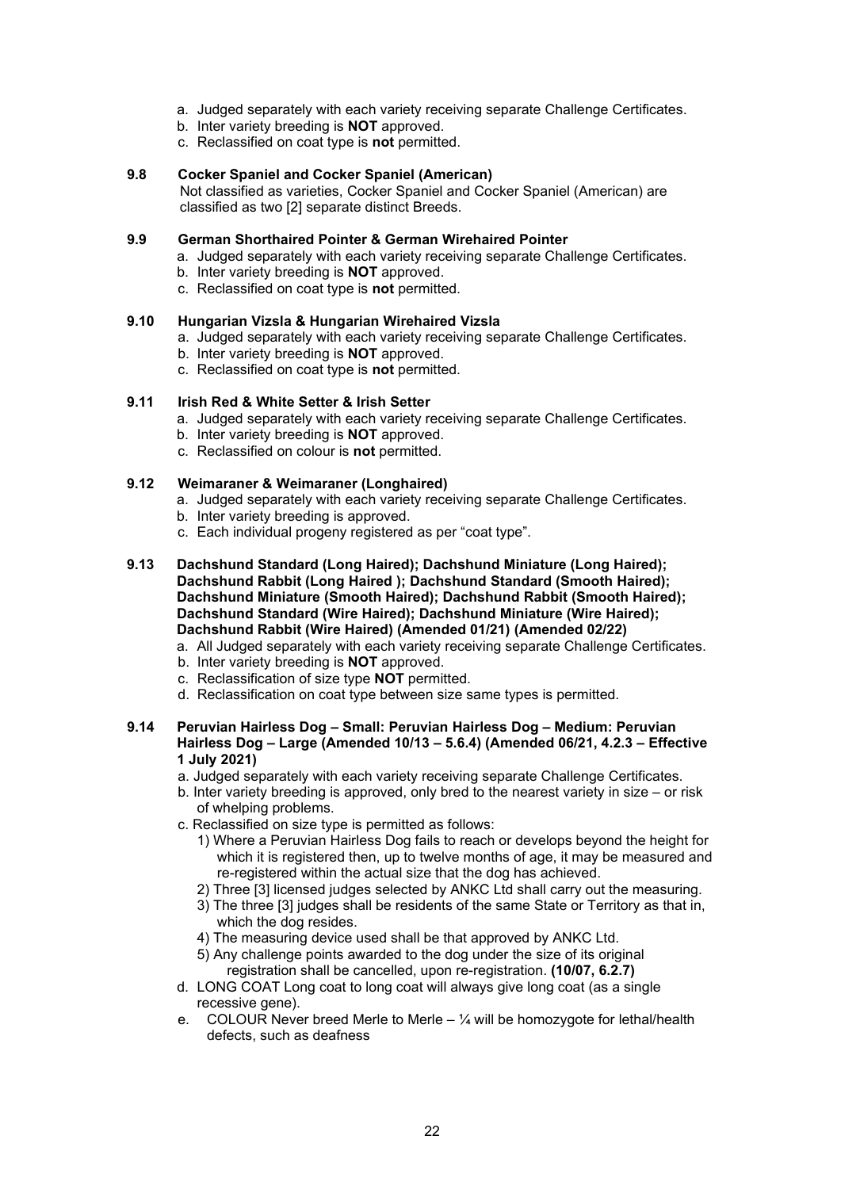a. Judged separately with each variety receiving separate Challenge Certificates.
b. Inter variety breeding is **NOT** approved.
c. Reclassified on coat type is **not** permitted.

**9.8 Cocker Spaniel and Cocker Spaniel (American)**

Not classified as varieties, Cocker Spaniel and Cocker Spaniel (American) are classified as two [2] separate distinct Breeds.

**9.9 German Shorthaired Pointer & German Wirehaired Pointer**

a. Judged separately with each variety receiving separate Challenge Certificates.
b. Inter variety breeding is **NOT** approved.
c. Reclassified on coat type is **not** permitted.

**9.10 Hungarian Vizsla & Hungarian Wirehaired Vizsla**

a. Judged separately with each variety receiving separate Challenge Certificates.
b. Inter variety breeding is **NOT** approved.
c. Reclassified on coat type is **not** permitted.

**9.11 Irish Red & White Setter & Irish Setter**

a. Judged separately with each variety receiving separate Challenge Certificates.
b. Inter variety breeding is **NOT** approved.
c. Reclassified on colour is **not** permitted.

**9.12 Weimaraner & Weimaraner (Longhaired)**

a. Judged separately with each variety receiving separate Challenge Certificates.
b. Inter variety breeding is approved.
c. Each individual progeny registered as per "coat type".

**9.13 Dachshund Standard (Long Haired); Dachshund Miniature (Long Haired); Dachshund Rabbit (Long Haired ); Dachshund Standard (Smooth Haired); Dachshund Miniature (Smooth Haired); Dachshund Rabbit (Smooth Haired); Dachshund Standard (Wire Haired); Dachshund Miniature (Wire Haired); Dachshund Rabbit (Wire Haired) (Amended 01/21) (Amended 02/22)**

a. All Judged separately with each variety receiving separate Challenge Certificates.
b. Inter variety breeding is **NOT** approved.
c. Reclassification of size type **NOT** permitted.
d. Reclassification on coat type between size same types is permitted.

**9.14 Peruvian Hairless Dog – Small: Peruvian Hairless Dog – Medium: Peruvian Hairless Dog – Large (Amended 10/13 – 5.6.4) (Amended 06/21, 4.2.3 – Effective 1 July 2021)**

a. Judged separately with each variety receiving separate Challenge Certificates.
b. Inter variety breeding is approved, only bred to the nearest variety in size – or risk of whelping problems.
c. Reclassified on size type is permitted as follows:
   1) Where a Peruvian Hairless Dog fails to reach or develops beyond the height for which it is registered then, up to twelve months of age, it may be measured and re-registered within the actual size that the dog has achieved.
   2) Three [3] licensed judges selected by ANKC Ltd shall carry out the measuring.
   3) The three [3] judges shall be residents of the same State or Territory as that in, which the dog resides.
   4) The measuring device used shall be that approved by ANKC Ltd.
   5) Any challenge points awarded to the dog under the size of its original registration shall be cancelled, upon re-registration. **(10/07, 6.2.7)**
d. LONG COAT Long coat to long coat will always give long coat (as a single recessive gene).
e. COLOUR Never breed Merle to Merle – ¼ will be homozygote for lethal/health defects, such as deafness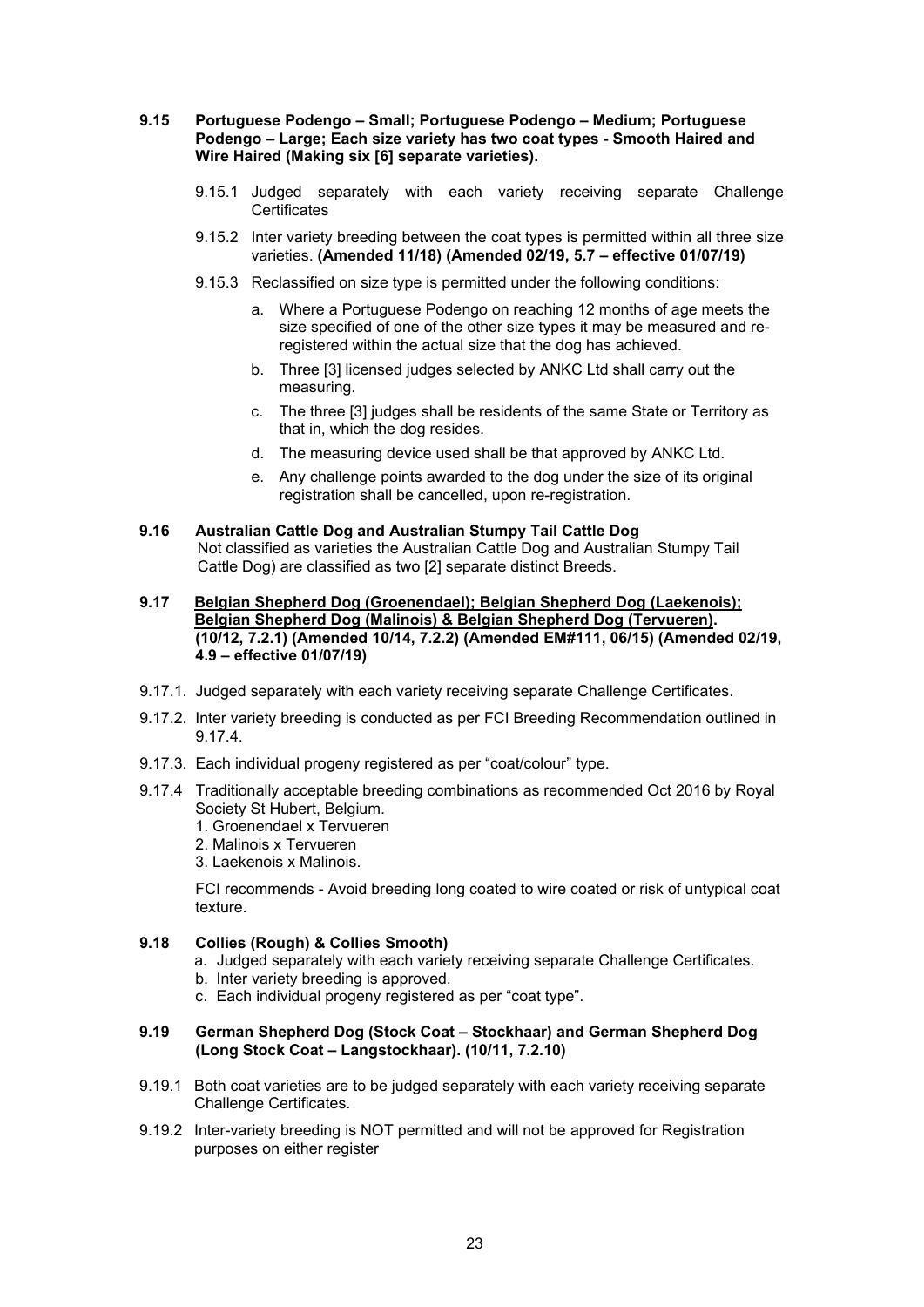**9.15 Portuguese Podengo – Small; Portuguese Podengo – Medium; Portuguese Podengo – Large; Each size variety has two coat types - Smooth Haired and Wire Haired (Making six [6] separate varieties).**

9.15.1 Judged separately with each variety receiving separate Challenge Certificates

9.15.2 Inter variety breeding between the coat types is permitted within all three size varieties. **(Amended 11/18) (Amended 02/19, 5.7 – effective 01/07/19)**

9.15.3 Reclassified on size type is permitted under the following conditions:

a. Where a Portuguese Podengo on reaching 12 months of age meets the size specified of one of the other size types it may be measured and re-registered within the actual size that the dog has achieved.

b. Three [3] licensed judges selected by ANKC Ltd shall carry out the measuring.

c. The three [3] judges shall be residents of the same State or Territory as that in, which the dog resides.

d. The measuring device used shall be that approved by ANKC Ltd.

e. Any challenge points awarded to the dog under the size of its original registration shall be cancelled, upon re-registration.

**9.16 Australian Cattle Dog and Australian Stumpy Tail Cattle Dog**

Not classified as varieties the Australian Cattle Dog and Australian Stumpy Tail Cattle Dog) are classified as two [2] separate distinct Breeds.

**9.17 Belgian Shepherd Dog (Groenendael); Belgian Shepherd Dog (Laekenois); Belgian Shepherd Dog (Malinois) & Belgian Shepherd Dog (Tervueren). (10/12, 7.2.1) (Amended 10/14, 7.2.2) (Amended EM#111, 06/15) (Amended 02/19, 4.9 – effective 01/07/19)**

9.17.1. Judged separately with each variety receiving separate Challenge Certificates.

9.17.2. Inter variety breeding is conducted as per FCI Breeding Recommendation outlined in 9.17.4.

9.17.3. Each individual progeny registered as per "coat/colour" type.

9.17.4 Traditionally acceptable breeding combinations as recommended Oct 2016 by Royal Society St Hubert, Belgium.

1. Groenendael x Tervueren
2. Malinois x Tervueren
3. Laekenois x Malinois.

FCI recommends - Avoid breeding long coated to wire coated or risk of untypical coat texture.

**9.18 Collies (Rough) & Collies Smooth)**

a. Judged separately with each variety receiving separate Challenge Certificates.
b. Inter variety breeding is approved.
c. Each individual progeny registered as per "coat type".

**9.19 German Shepherd Dog (Stock Coat – Stockhaar) and German Shepherd Dog (Long Stock Coat – Langstockhaar). (10/11, 7.2.10)**

9.19.1 Both coat varieties are to be judged separately with each variety receiving separate Challenge Certificates.

9.19.2 Inter-variety breeding is NOT permitted and will not be approved for Registration purposes on either register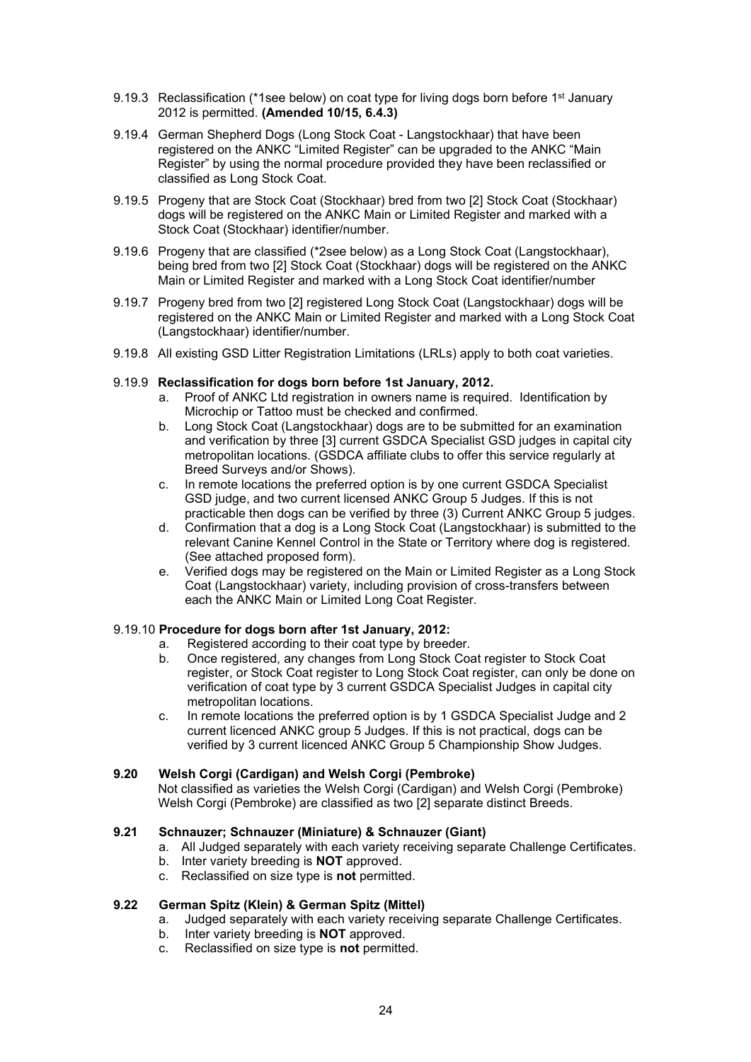9.19.3 Reclassification (*1see below) on coat type for living dogs born before 1st January 2012 is permitted. **(Amended 10/15, 6.4.3)**

9.19.4 German Shepherd Dogs (Long Stock Coat - Langstockhaar) that have been registered on the ANKC "Limited Register" can be upgraded to the ANKC "Main Register" by using the normal procedure provided they have been reclassified or classified as Long Stock Coat.

9.19.5 Progeny that are Stock Coat (Stockhaar) bred from two [2] Stock Coat (Stockhaar) dogs will be registered on the ANKC Main or Limited Register and marked with a Stock Coat (Stockhaar) identifier/number.

9.19.6 Progeny that are classified (*2see below) as a Long Stock Coat (Langstockhaar), being bred from two [2] Stock Coat (Stockhaar) dogs will be registered on the ANKC Main or Limited Register and marked with a Long Stock Coat identifier/number

9.19.7 Progeny bred from two [2] registered Long Stock Coat (Langstockhaar) dogs will be registered on the ANKC Main or Limited Register and marked with a Long Stock Coat (Langstockhaar) identifier/number.

9.19.8 All existing GSD Litter Registration Limitations (LRLs) apply to both coat varieties.

9.19.9 **Reclassification for dogs born before 1st January, 2012.**

a. Proof of ANKC Ltd registration in owners name is required. Identification by Microchip or Tattoo must be checked and confirmed.
b. Long Stock Coat (Langstockhaar) dogs are to be submitted for an examination and verification by three [3] current GSDCA Specialist GSD judges in capital city metropolitan locations. (GSDCA affiliate clubs to offer this service regularly at Breed Surveys and/or Shows).
c. In remote locations the preferred option is by one current GSDCA Specialist GSD judge, and two current licensed ANKC Group 5 Judges. If this is not practicable then dogs can be verified by three (3) Current ANKC Group 5 judges.
d. Confirmation that a dog is a Long Stock Coat (Langstockhaar) is submitted to the relevant Canine Kennel Control in the State or Territory where dog is registered. (See attached proposed form).
e. Verified dogs may be registered on the Main or Limited Register as a Long Stock Coat (Langstockhaar) variety, including provision of cross-transfers between each the ANKC Main or Limited Long Coat Register.

9.19.10 **Procedure for dogs born after 1st January, 2012:**

a. Registered according to their coat type by breeder.
b. Once registered, any changes from Long Stock Coat register to Stock Coat register, or Stock Coat register to Long Stock Coat register, can only be done on verification of coat type by 3 current GSDCA Specialist Judges in capital city metropolitan locations.
c. In remote locations the preferred option is by 1 GSDCA Specialist Judge and 2 current licenced ANKC group 5 Judges. If this is not practical, dogs can be verified by 3 current licenced ANKC Group 5 Championship Show Judges.

**9.20 Welsh Corgi (Cardigan) and Welsh Corgi (Pembroke)**

Not classified as varieties the Welsh Corgi (Cardigan) and Welsh Corgi (Pembroke) Welsh Corgi (Pembroke) are classified as two [2] separate distinct Breeds.

**9.21 Schnauzer; Schnauzer (Miniature) & Schnauzer (Giant)**

a. All Judged separately with each variety receiving separate Challenge Certificates.
b. Inter variety breeding is **NOT** approved.
c. Reclassified on size type is **not** permitted.

**9.22 German Spitz (Klein) & German Spitz (Mittel)**

a. Judged separately with each variety receiving separate Challenge Certificates.
b. Inter variety breeding is **NOT** approved.
c. Reclassified on size type is **not** permitted.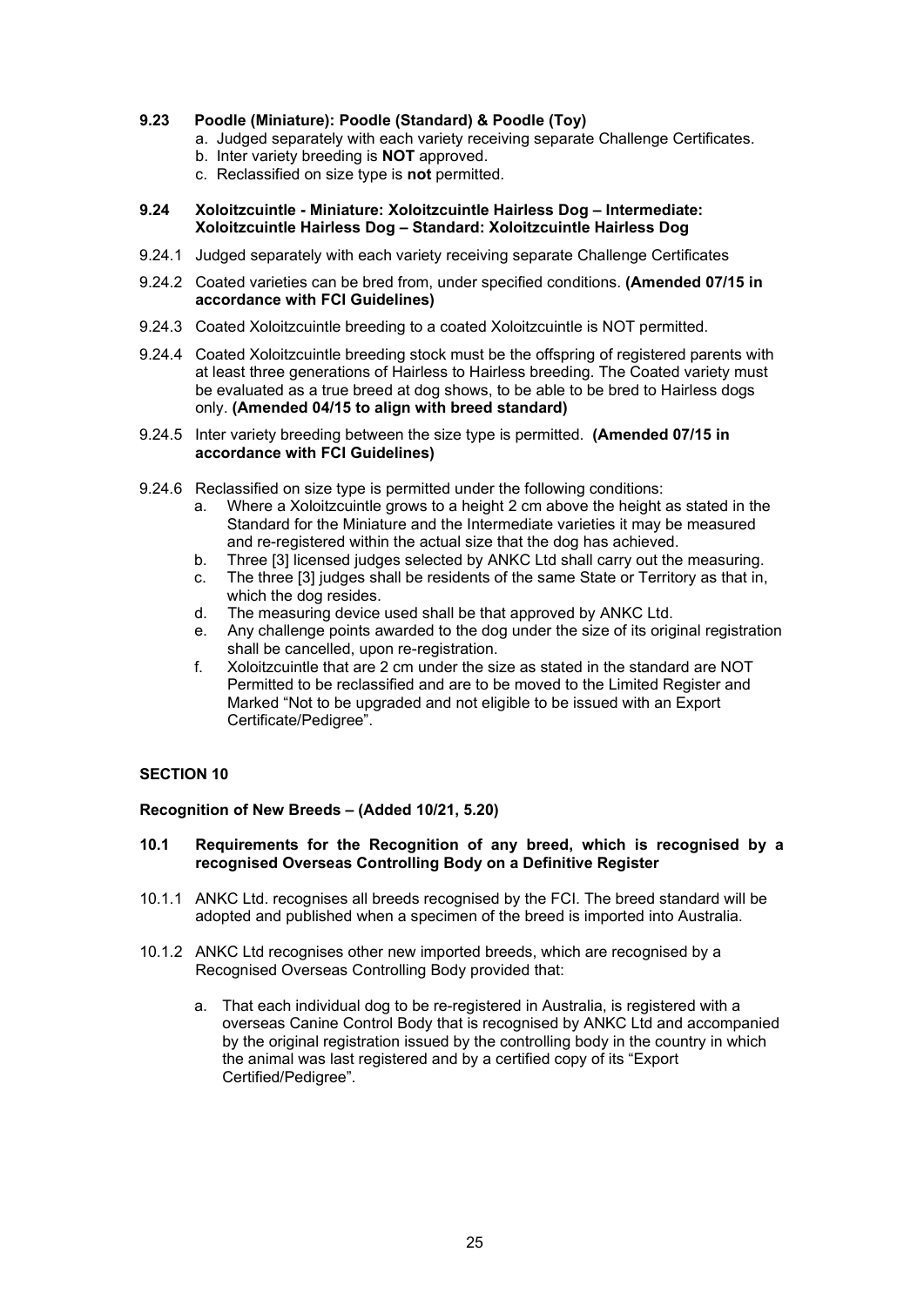**9.23 Poodle (Miniature): Poodle (Standard) & Poodle (Toy)**

a. Judged separately with each variety receiving separate Challenge Certificates.
b. Inter variety breeding is **NOT** approved.
c. Reclassified on size type is **not** permitted.

**9.24 Xoloitzcuintle - Miniature: Xoloitzcuintle Hairless Dog – Intermediate: Xoloitzcuintle Hairless Dog – Standard: Xoloitzcuintle Hairless Dog**

9.24.1 Judged separately with each variety receiving separate Challenge Certificates

9.24.2 Coated varieties can be bred from, under specified conditions. **(Amended 07/15 in accordance with FCI Guidelines)**

9.24.3 Coated Xoloitzcuintle breeding to a coated Xoloitzcuintle is NOT permitted.

9.24.4 Coated Xoloitzcuintle breeding stock must be the offspring of registered parents with at least three generations of Hairless to Hairless breeding. The Coated variety must be evaluated as a true breed at dog shows, to be able to be bred to Hairless dogs only. **(Amended 04/15 to align with breed standard)**

9.24.5 Inter variety breeding between the size type is permitted. **(Amended 07/15 in accordance with FCI Guidelines)**

9.24.6 Reclassified on size type is permitted under the following conditions:

a. Where a Xoloitzcuintle grows to a height 2 cm above the height as stated in the Standard for the Miniature and the Intermediate varieties it may be measured and re-registered within the actual size that the dog has achieved.
b. Three [3] licensed judges selected by ANKC Ltd shall carry out the measuring.
c. The three [3] judges shall be residents of the same State or Territory as that in, which the dog resides.
d. The measuring device used shall be that approved by ANKC Ltd.
e. Any challenge points awarded to the dog under the size of its original registration shall be cancelled, upon re-registration.
f. Xoloitzcuintle that are 2 cm under the size as stated in the standard are NOT Permitted to be reclassified and are to be moved to the Limited Register and Marked "Not to be upgraded and not eligible to be issued with an Export Certificate/Pedigree".

## SECTION 10

**Recognition of New Breeds – (Added 10/21, 5.20)**

**10.1 Requirements for the Recognition of any breed, which is recognised by a recognised Overseas Controlling Body on a Definitive Register**

10.1.1 ANKC Ltd. recognises all breeds recognised by the FCI. The breed standard will be adopted and published when a specimen of the breed is imported into Australia.

10.1.2 ANKC Ltd recognises other new imported breeds, which are recognised by a Recognised Overseas Controlling Body provided that:

a. That each individual dog to be re-registered in Australia, is registered with a overseas Canine Control Body that is recognised by ANKC Ltd and accompanied by the original registration issued by the controlling body in the country in which the animal was last registered and by a certified copy of its "Export Certified/Pedigree".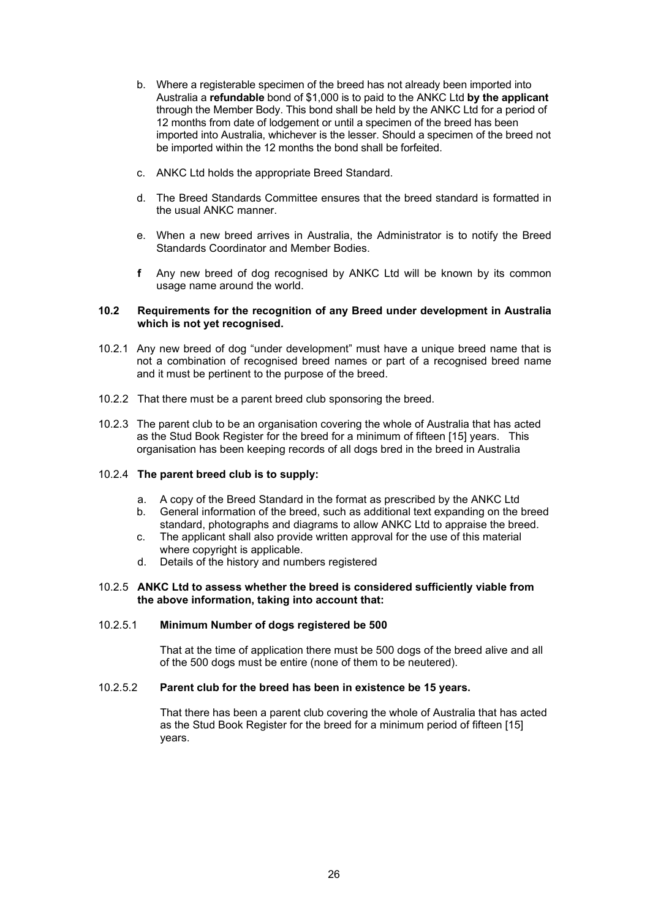b. Where a registerable specimen of the breed has not already been imported into Australia a **refundable** bond of $1,000 is to paid to the ANKC Ltd **by the applicant** through the Member Body. This bond shall be held by the ANKC Ltd for a period of 12 months from date of lodgement or until a specimen of the breed has been imported into Australia, whichever is the lesser. Should a specimen of the breed not be imported within the 12 months the bond shall be forfeited.

c. ANKC Ltd holds the appropriate Breed Standard.

d. The Breed Standards Committee ensures that the breed standard is formatted in the usual ANKC manner.

e. When a new breed arrives in Australia, the Administrator is to notify the Breed Standards Coordinator and Member Bodies.

**f** Any new breed of dog recognised by ANKC Ltd will be known by its common usage name around the world.

**10.2 Requirements for the recognition of any Breed under development in Australia which is not yet recognised.**

10.2.1 Any new breed of dog "under development" must have a unique breed name that is not a combination of recognised breed names or part of a recognised breed name and it must be pertinent to the purpose of the breed.

10.2.2 That there must be a parent breed club sponsoring the breed.

10.2.3 The parent club to be an organisation covering the whole of Australia that has acted as the Stud Book Register for the breed for a minimum of fifteen [15] years. This organisation has been keeping records of all dogs bred in the breed in Australia

10.2.4 **The parent breed club is to supply:**

a. A copy of the Breed Standard in the format as prescribed by the ANKC Ltd
b. General information of the breed, such as additional text expanding on the breed standard, photographs and diagrams to allow ANKC Ltd to appraise the breed.
c. The applicant shall also provide written approval for the use of this material where copyright is applicable.
d. Details of the history and numbers registered

10.2.5 **ANKC Ltd to assess whether the breed is considered sufficiently viable from the above information, taking into account that:**

10.2.5.1 **Minimum Number of dogs registered be 500**

That at the time of application there must be 500 dogs of the breed alive and all of the 500 dogs must be entire (none of them to be neutered).

10.2.5.2 **Parent club for the breed has been in existence be 15 years.**

That there has been a parent club covering the whole of Australia that has acted as the Stud Book Register for the breed for a minimum period of fifteen [15] years.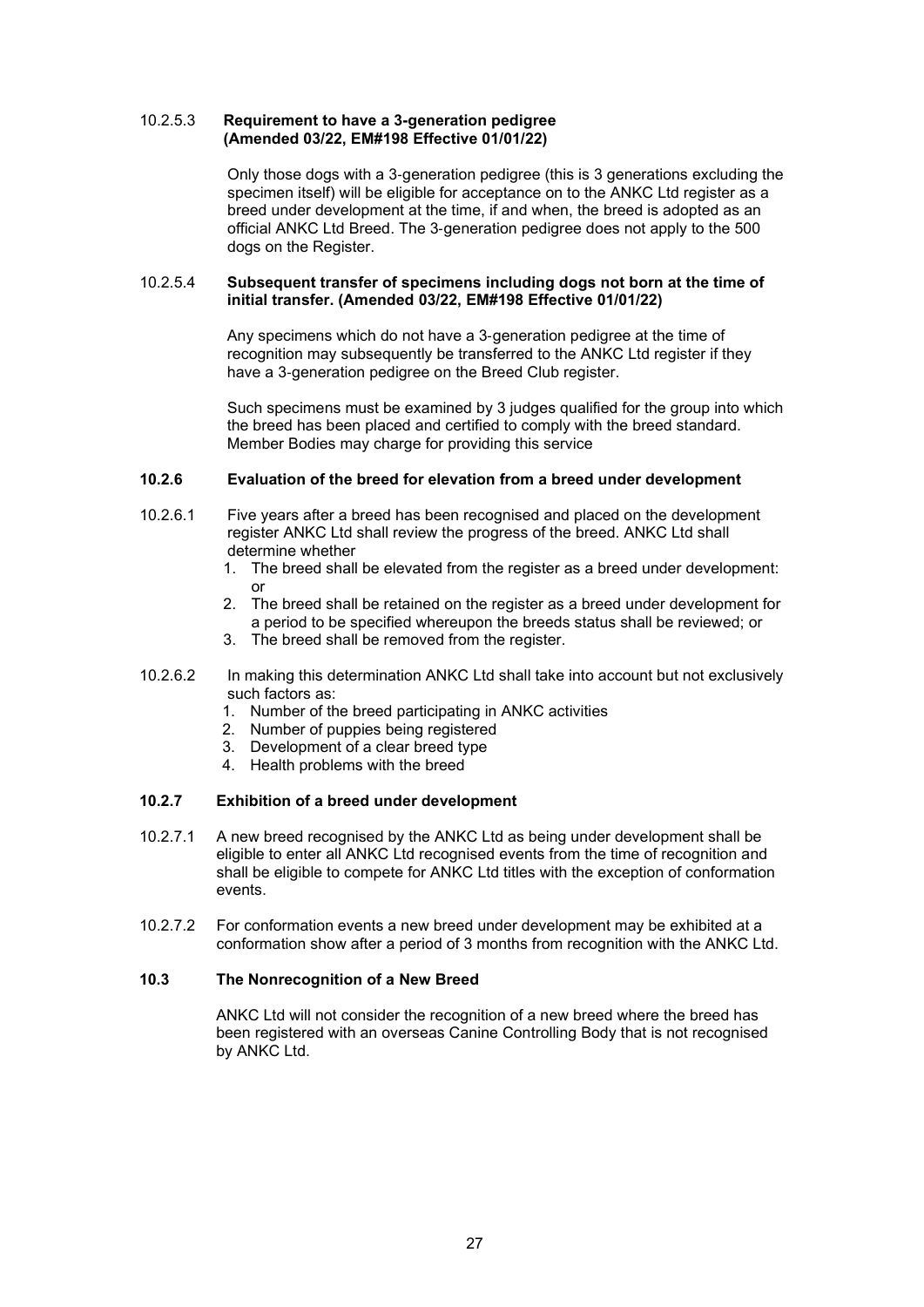#### 10.2.5.3 Requirement to have a 3-generation pedigree (Amended 03/22, EM#198 Effective 01/01/22)

Only those dogs with a 3-generation pedigree (this is 3 generations excluding the specimen itself) will be eligible for acceptance on to the ANKC Ltd register as a breed under development at the time, if and when, the breed is adopted as an official ANKC Ltd Breed. The 3-generation pedigree does not apply to the 500 dogs on the Register.

#### 10.2.5.4 Subsequent transfer of specimens including dogs not born at the time of initial transfer. (Amended 03/22, EM#198 Effective 01/01/22)

Any specimens which do not have a 3-generation pedigree at the time of recognition may subsequently be transferred to the ANKC Ltd register if they have a 3-generation pedigree on the Breed Club register.

Such specimens must be examined by 3 judges qualified for the group into which the breed has been placed and certified to comply with the breed standard. Member Bodies may charge for providing this service

### 10.2.6 Evaluation of the breed for elevation from a breed under development

10.2.6.1 Five years after a breed has been recognised and placed on the development register ANKC Ltd shall review the progress of the breed. ANKC Ltd shall determine whether

1. The breed shall be elevated from the register as a breed under development: or
2. The breed shall be retained on the register as a breed under development for a period to be specified whereupon the breeds status shall be reviewed; or
3. The breed shall be removed from the register.

10.2.6.2 In making this determination ANKC Ltd shall take into account but not exclusively such factors as:

1. Number of the breed participating in ANKC activities
2. Number of puppies being registered
3. Development of a clear breed type
4. Health problems with the breed

### 10.2.7 Exhibition of a breed under development

10.2.7.1 A new breed recognised by the ANKC Ltd as being under development shall be eligible to enter all ANKC Ltd recognised events from the time of recognition and shall be eligible to compete for ANKC Ltd titles with the exception of conformation events.

10.2.7.2 For conformation events a new breed under development may be exhibited at a conformation show after a period of 3 months from recognition with the ANKC Ltd.

## 10.3 The Nonrecognition of a New Breed

ANKC Ltd will not consider the recognition of a new breed where the breed has been registered with an overseas Canine Controlling Body that is not recognised by ANKC Ltd.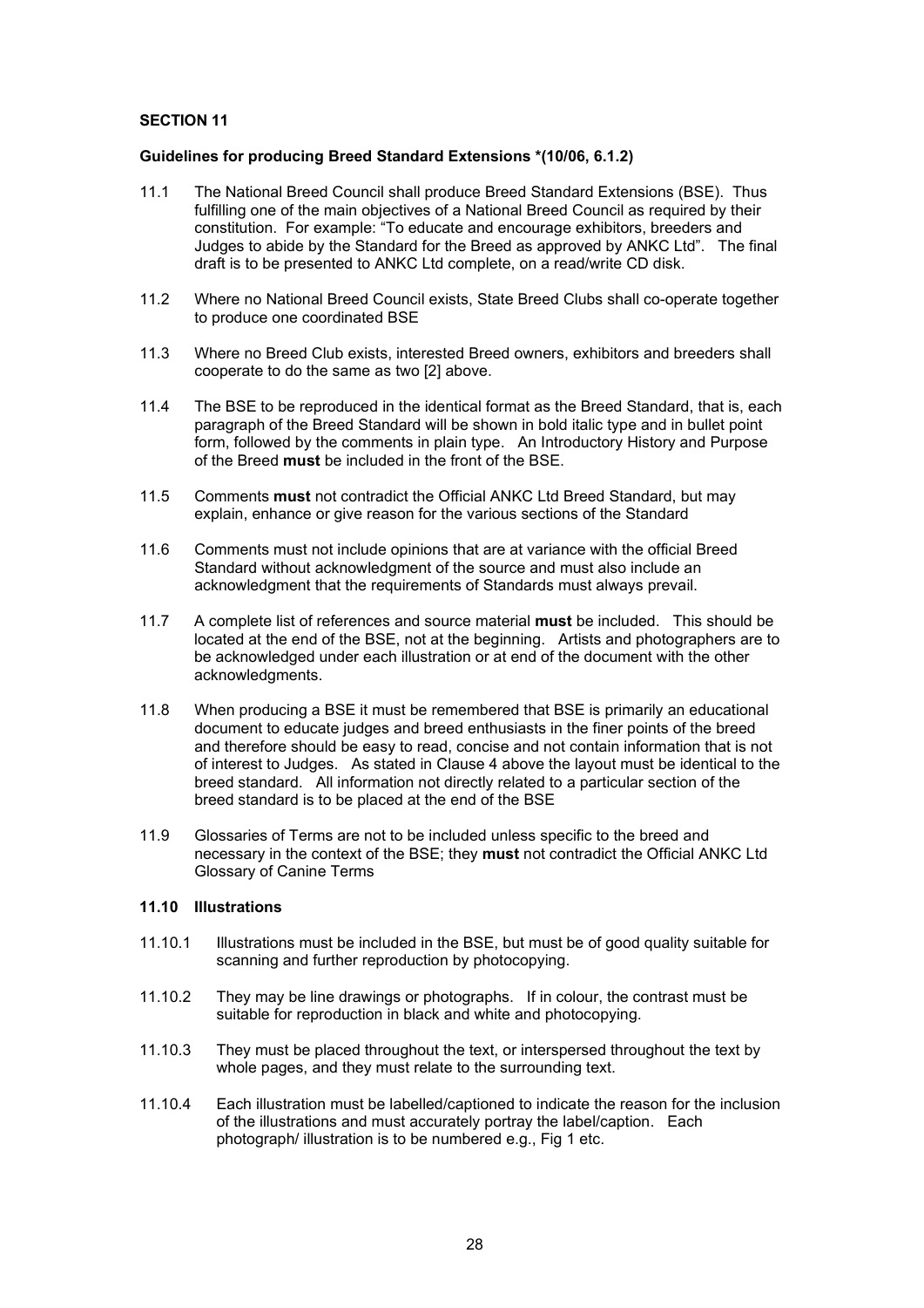**SECTION 11**

**Guidelines for producing Breed Standard Extensions *(10/06, 6.1.2)**

11.1 The National Breed Council shall produce Breed Standard Extensions (BSE). Thus fulfilling one of the main objectives of a National Breed Council as required by their constitution. For example: "To educate and encourage exhibitors, breeders and Judges to abide by the Standard for the Breed as approved by ANKC Ltd". The final draft is to be presented to ANKC Ltd complete, on a read/write CD disk.

11.2 Where no National Breed Council exists, State Breed Clubs shall co-operate together to produce one coordinated BSE

11.3 Where no Breed Club exists, interested Breed owners, exhibitors and breeders shall cooperate to do the same as two [2] above.

11.4 The BSE to be reproduced in the identical format as the Breed Standard, that is, each paragraph of the Breed Standard will be shown in bold italic type and in bullet point form, followed by the comments in plain type. An Introductory History and Purpose of the Breed **must** be included in the front of the BSE.

11.5 Comments **must** not contradict the Official ANKC Ltd Breed Standard, but may explain, enhance or give reason for the various sections of the Standard

11.6 Comments must not include opinions that are at variance with the official Breed Standard without acknowledgment of the source and must also include an acknowledgment that the requirements of Standards must always prevail.

11.7 A complete list of references and source material **must** be included. This should be located at the end of the BSE, not at the beginning. Artists and photographers are to be acknowledged under each illustration or at end of the document with the other acknowledgments.

11.8 When producing a BSE it must be remembered that BSE is primarily an educational document to educate judges and breed enthusiasts in the finer points of the breed and therefore should be easy to read, concise and not contain information that is not of interest to Judges. As stated in Clause 4 above the layout must be identical to the breed standard. All information not directly related to a particular section of the breed standard is to be placed at the end of the BSE

11.9 Glossaries of Terms are not to be included unless specific to the breed and necessary in the context of the BSE; they **must** not contradict the Official ANKC Ltd Glossary of Canine Terms

**11.10 Illustrations**

11.10.1 Illustrations must be included in the BSE, but must be of good quality suitable for scanning and further reproduction by photocopying.

11.10.2 They may be line drawings or photographs. If in colour, the contrast must be suitable for reproduction in black and white and photocopying.

11.10.3 They must be placed throughout the text, or interspersed throughout the text by whole pages, and they must relate to the surrounding text.

11.10.4 Each illustration must be labelled/captioned to indicate the reason for the inclusion of the illustrations and must accurately portray the label/caption. Each photograph/ illustration is to be numbered e.g., Fig 1 etc.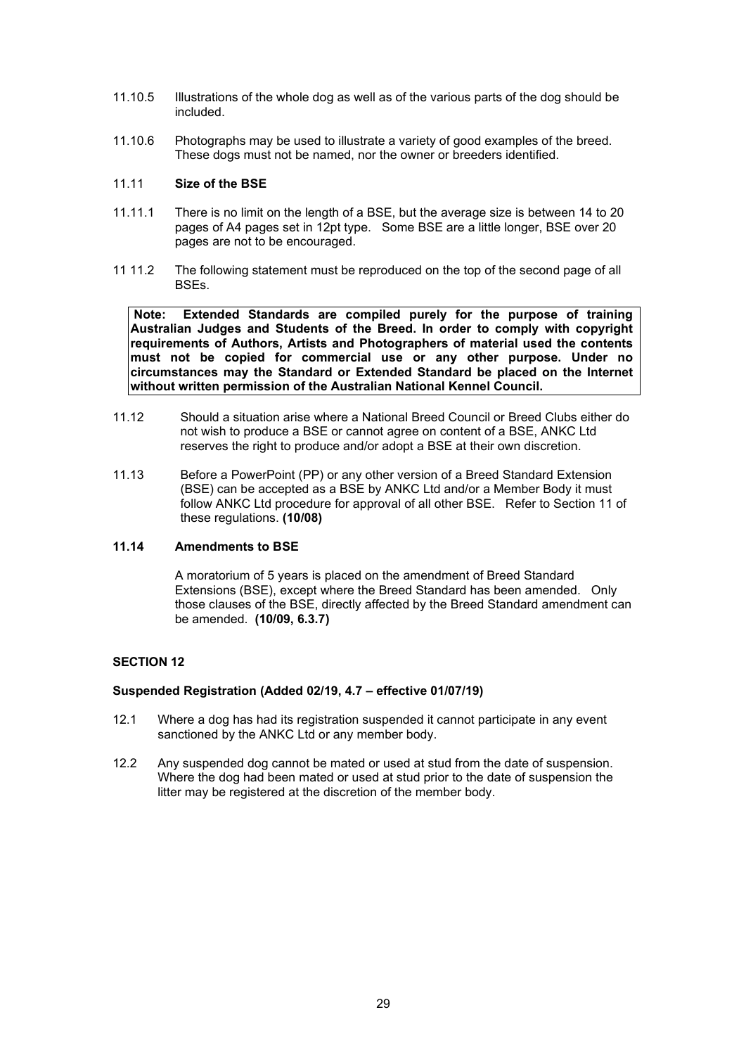11.10.5 Illustrations of the whole dog as well as of the various parts of the dog should be included.

11.10.6 Photographs may be used to illustrate a variety of good examples of the breed. These dogs must not be named, nor the owner or breeders identified.

11.11 **Size of the BSE**

11.11.1 There is no limit on the length of a BSE, but the average size is between 14 to 20 pages of A4 pages set in 12pt type. Some BSE are a little longer, BSE over 20 pages are not to be encouraged.

11 11.2 The following statement must be reproduced on the top of the second page of all BSEs.

> **Note: Extended Standards are compiled purely for the purpose of training Australian Judges and Students of the Breed. In order to comply with copyright requirements of Authors, Artists and Photographers of material used the contents must not be copied for commercial use or any other purpose. Under no circumstances may the Standard or Extended Standard be placed on the Internet without written permission of the Australian National Kennel Council.**

11.12 Should a situation arise where a National Breed Council or Breed Clubs either do not wish to produce a BSE or cannot agree on content of a BSE, ANKC Ltd reserves the right to produce and/or adopt a BSE at their own discretion.

11.13 Before a PowerPoint (PP) or any other version of a Breed Standard Extension (BSE) can be accepted as a BSE by ANKC Ltd and/or a Member Body it must follow ANKC Ltd procedure for approval of all other BSE. Refer to Section 11 of these regulations. **(10/08)**

**11.14 Amendments to BSE**

A moratorium of 5 years is placed on the amendment of Breed Standard Extensions (BSE), except where the Breed Standard has been amended. Only those clauses of the BSE, directly affected by the Breed Standard amendment can be amended. **(10/09, 6.3.7)**

**SECTION 12**

**Suspended Registration (Added 02/19, 4.7 – effective 01/07/19)**

12.1 Where a dog has had its registration suspended it cannot participate in any event sanctioned by the ANKC Ltd or any member body.

12.2 Any suspended dog cannot be mated or used at stud from the date of suspension. Where the dog had been mated or used at stud prior to the date of suspension the litter may be registered at the discretion of the member body.